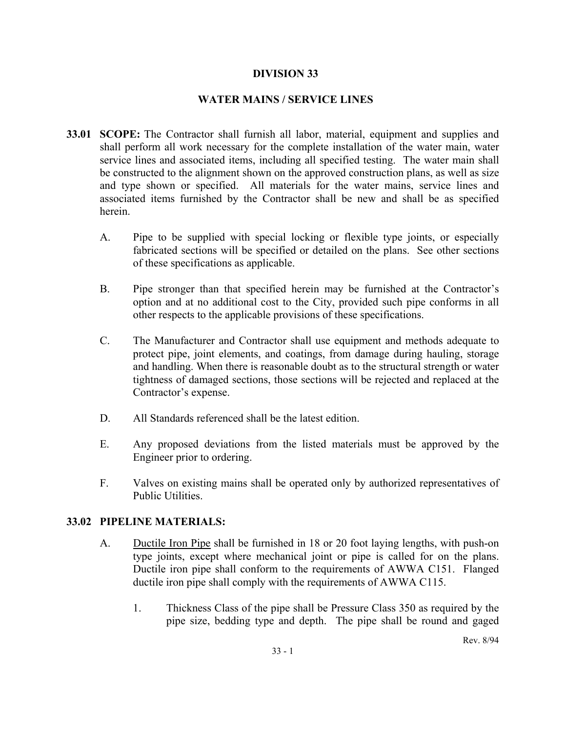# DIVISION 33

## WATER MAINS / SERVICE LINES

**33.01 SCOPE:** The Contractor shall furnish all labor, material, equipment and supplies and shall perform all work necessary for the complete installation of the water main, water service lines and associated items, including all specified testing. The water main shall be constructed to the alignment shown on the approved construction plans, as well as size and type shown or specified. All materials for the water mains, service lines and associated items furnished by the Contractor shall be new and shall be as specified herein.

A. Pipe to be supplied with special locking or flexible type joints, or especially fabricated sections will be specified or detailed on the plans. See other sections of these specifications as applicable.

B. Pipe stronger than that specified herein may be furnished at the Contractor's option and at no additional cost to the City, provided such pipe conforms in all other respects to the applicable provisions of these specifications.

C. The Manufacturer and Contractor shall use equipment and methods adequate to protect pipe, joint elements, and coatings, from damage during hauling, storage and handling. When there is reasonable doubt as to the structural strength or water tightness of damaged sections, those sections will be rejected and replaced at the Contractor's expense.

D. All Standards referenced shall be the latest edition.

E. Any proposed deviations from the listed materials must be approved by the Engineer prior to ordering.

F. Valves on existing mains shall be operated only by authorized representatives of Public Utilities.

**33.02 PIPELINE MATERIALS:**

A. Ductile Iron Pipe shall be furnished in 18 or 20 foot laying lengths, with push-on type joints, except where mechanical joint or pipe is called for on the plans. Ductile iron pipe shall conform to the requirements of AWWA C151. Flanged ductile iron pipe shall comply with the requirements of AWWA C115.

1. Thickness Class of the pipe shall be Pressure Class 350 as required by the pipe size, bedding type and depth. The pipe shall be round and gaged

Rev. 8/94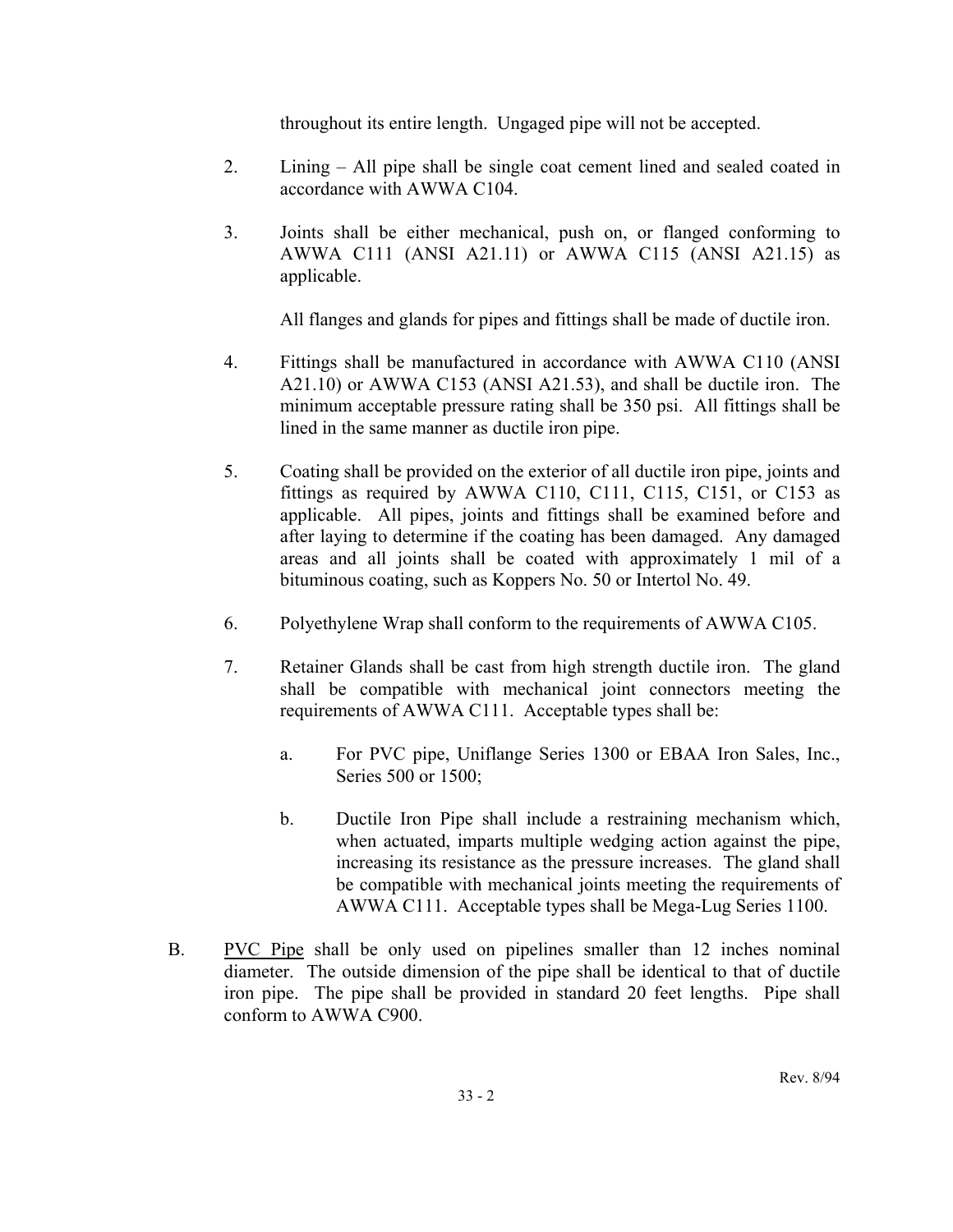throughout its entire length. Ungaged pipe will not be accepted.

2. Lining – All pipe shall be single coat cement lined and sealed coated in accordance with AWWA C104.

3. Joints shall be either mechanical, push on, or flanged conforming to AWWA C111 (ANSI A21.11) or AWWA C115 (ANSI A21.15) as applicable.

   All flanges and glands for pipes and fittings shall be made of ductile iron.

4. Fittings shall be manufactured in accordance with AWWA C110 (ANSI A21.10) or AWWA C153 (ANSI A21.53), and shall be ductile iron. The minimum acceptable pressure rating shall be 350 psi. All fittings shall be lined in the same manner as ductile iron pipe.

5. Coating shall be provided on the exterior of all ductile iron pipe, joints and fittings as required by AWWA C110, C111, C115, C151, or C153 as applicable. All pipes, joints and fittings shall be examined before and after laying to determine if the coating has been damaged. Any damaged areas and all joints shall be coated with approximately 1 mil of a bituminous coating, such as Koppers No. 50 or Intertol No. 49.

6. Polyethylene Wrap shall conform to the requirements of AWWA C105.

7. Retainer Glands shall be cast from high strength ductile iron. The gland shall be compatible with mechanical joint connectors meeting the requirements of AWWA C111. Acceptable types shall be:

   a. For PVC pipe, Uniflange Series 1300 or EBAA Iron Sales, Inc., Series 500 or 1500;

   b. Ductile Iron Pipe shall include a restraining mechanism which, when actuated, imparts multiple wedging action against the pipe, increasing its resistance as the pressure increases. The gland shall be compatible with mechanical joints meeting the requirements of AWWA C111. Acceptable types shall be Mega-Lug Series 1100.

B. PVC Pipe shall be only used on pipelines smaller than 12 inches nominal diameter. The outside dimension of the pipe shall be identical to that of ductile iron pipe. The pipe shall be provided in standard 20 feet lengths. Pipe shall conform to AWWA C900.

Rev. 8/94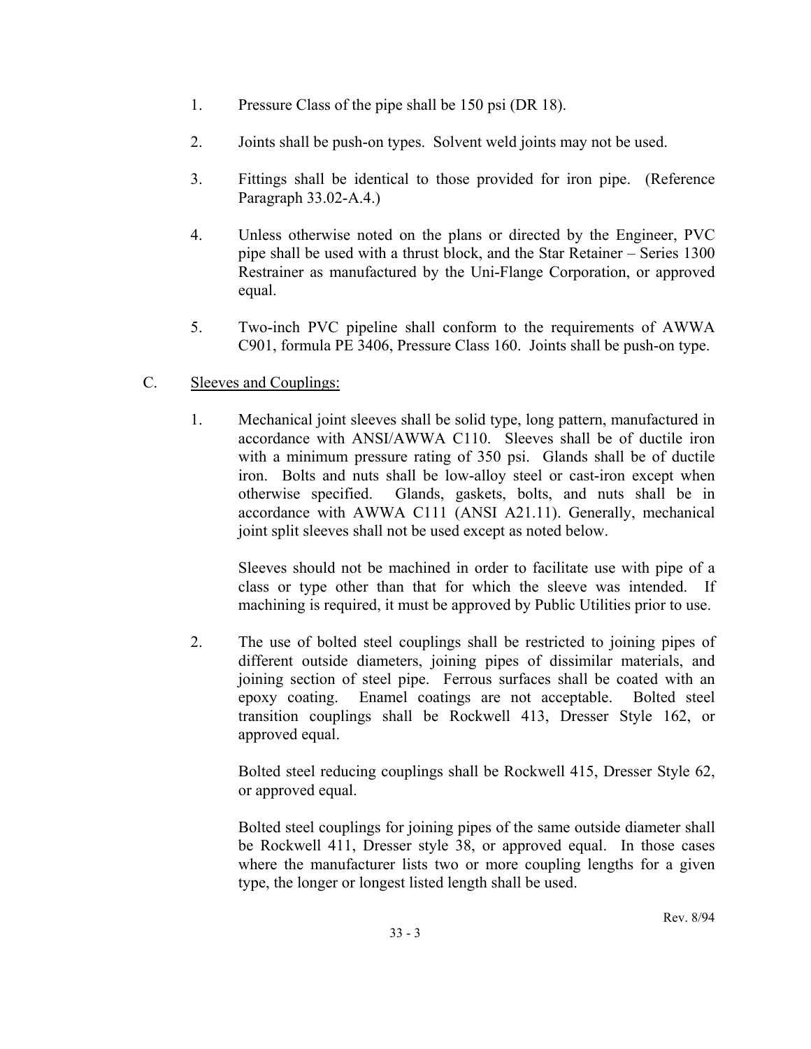1. Pressure Class of the pipe shall be 150 psi (DR 18).

2. Joints shall be push-on types. Solvent weld joints may not be used.

3. Fittings shall be identical to those provided for iron pipe. (Reference Paragraph 33.02-A.4.)

4. Unless otherwise noted on the plans or directed by the Engineer, PVC pipe shall be used with a thrust block, and the Star Retainer – Series 1300 Restrainer as manufactured by the Uni-Flange Corporation, or approved equal.

5. Two-inch PVC pipeline shall conform to the requirements of AWWA C901, formula PE 3406, Pressure Class 160. Joints shall be push-on type.

C. Sleeves and Couplings:

1. Mechanical joint sleeves shall be solid type, long pattern, manufactured in accordance with ANSI/AWWA C110. Sleeves shall be of ductile iron with a minimum pressure rating of 350 psi. Glands shall be of ductile iron. Bolts and nuts shall be low-alloy steel or cast-iron except when otherwise specified. Glands, gaskets, bolts, and nuts shall be in accordance with AWWA C111 (ANSI A21.11). Generally, mechanical joint split sleeves shall not be used except as noted below.

   Sleeves should not be machined in order to facilitate use with pipe of a class or type other than that for which the sleeve was intended. If machining is required, it must be approved by Public Utilities prior to use.

2. The use of bolted steel couplings shall be restricted to joining pipes of different outside diameters, joining pipes of dissimilar materials, and joining section of steel pipe. Ferrous surfaces shall be coated with an epoxy coating. Enamel coatings are not acceptable. Bolted steel transition couplings shall be Rockwell 413, Dresser Style 162, or approved equal.

   Bolted steel reducing couplings shall be Rockwell 415, Dresser Style 62, or approved equal.

   Bolted steel couplings for joining pipes of the same outside diameter shall be Rockwell 411, Dresser style 38, or approved equal. In those cases where the manufacturer lists two or more coupling lengths for a given type, the longer or longest listed length shall be used.

Rev. 8/94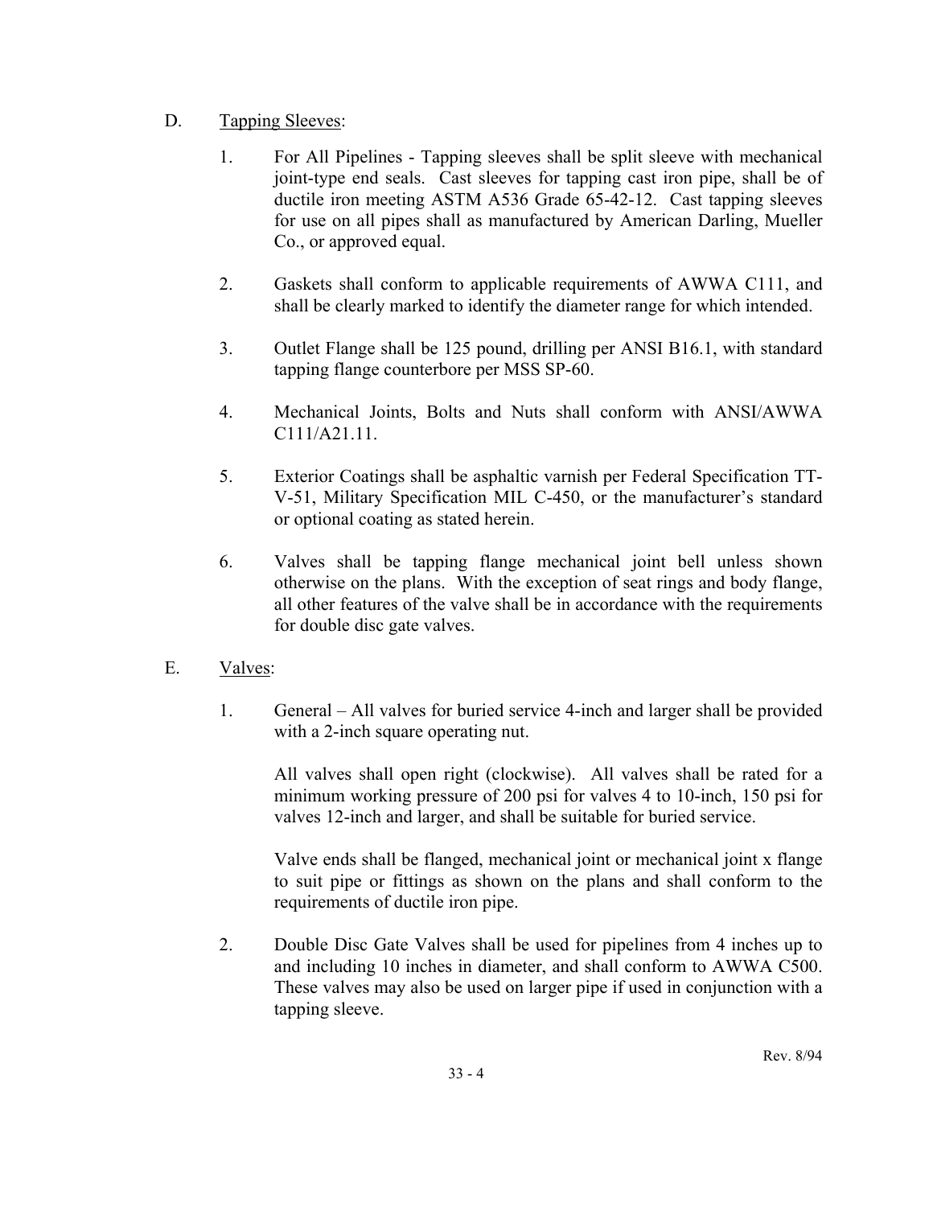D. Tapping Sleeves:

1. For All Pipelines - Tapping sleeves shall be split sleeve with mechanical joint-type end seals. Cast sleeves for tapping cast iron pipe, shall be of ductile iron meeting ASTM A536 Grade 65-42-12. Cast tapping sleeves for use on all pipes shall as manufactured by American Darling, Mueller Co., or approved equal.

2. Gaskets shall conform to applicable requirements of AWWA C111, and shall be clearly marked to identify the diameter range for which intended.

3. Outlet Flange shall be 125 pound, drilling per ANSI B16.1, with standard tapping flange counterbore per MSS SP-60.

4. Mechanical Joints, Bolts and Nuts shall conform with ANSI/AWWA C111/A21.11.

5. Exterior Coatings shall be asphaltic varnish per Federal Specification TT-V-51, Military Specification MIL C-450, or the manufacturer's standard or optional coating as stated herein.

6. Valves shall be tapping flange mechanical joint bell unless shown otherwise on the plans. With the exception of seat rings and body flange, all other features of the valve shall be in accordance with the requirements for double disc gate valves.

E. Valves:

1. General – All valves for buried service 4-inch and larger shall be provided with a 2-inch square operating nut.

   All valves shall open right (clockwise). All valves shall be rated for a minimum working pressure of 200 psi for valves 4 to 10-inch, 150 psi for valves 12-inch and larger, and shall be suitable for buried service.

   Valve ends shall be flanged, mechanical joint or mechanical joint x flange to suit pipe or fittings as shown on the plans and shall conform to the requirements of ductile iron pipe.

2. Double Disc Gate Valves shall be used for pipelines from 4 inches up to and including 10 inches in diameter, and shall conform to AWWA C500. These valves may also be used on larger pipe if used in conjunction with a tapping sleeve.

Rev. 8/94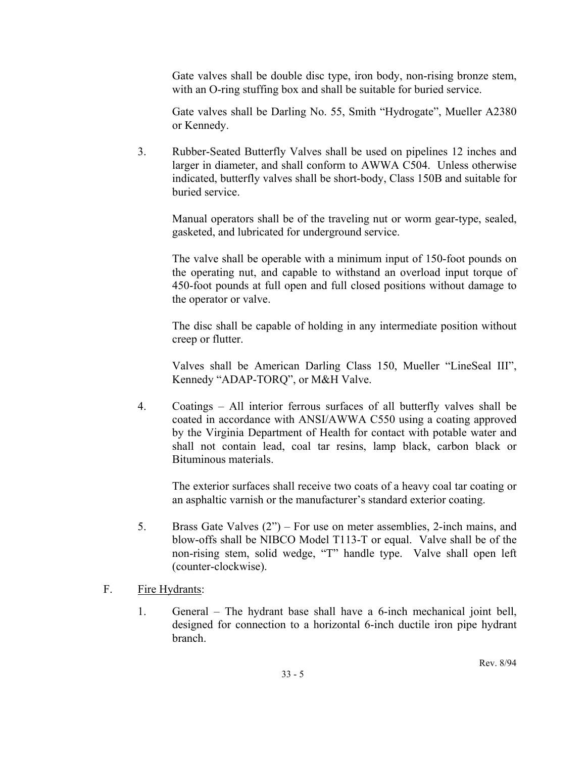Gate valves shall be double disc type, iron body, non-rising bronze stem, with an O-ring stuffing box and shall be suitable for buried service.

Gate valves shall be Darling No. 55, Smith "Hydrogate", Mueller A2380 or Kennedy.

3. Rubber-Seated Butterfly Valves shall be used on pipelines 12 inches and larger in diameter, and shall conform to AWWA C504. Unless otherwise indicated, butterfly valves shall be short-body, Class 150B and suitable for buried service.

   Manual operators shall be of the traveling nut or worm gear-type, sealed, gasketed, and lubricated for underground service.

   The valve shall be operable with a minimum input of 150-foot pounds on the operating nut, and capable to withstand an overload input torque of 450-foot pounds at full open and full closed positions without damage to the operator or valve.

   The disc shall be capable of holding in any intermediate position without creep or flutter.

   Valves shall be American Darling Class 150, Mueller "LineSeal III", Kennedy "ADAP-TORQ", or M&H Valve.

4. Coatings – All interior ferrous surfaces of all butterfly valves shall be coated in accordance with ANSI/AWWA C550 using a coating approved by the Virginia Department of Health for contact with potable water and shall not contain lead, coal tar resins, lamp black, carbon black or Bituminous materials.

   The exterior surfaces shall receive two coats of a heavy coal tar coating or an asphaltic varnish or the manufacturer's standard exterior coating.

5. Brass Gate Valves (2") – For use on meter assemblies, 2-inch mains, and blow-offs shall be NIBCO Model T113-T or equal. Valve shall be of the non-rising stem, solid wedge, "T" handle type. Valve shall open left (counter-clockwise).

F. Fire Hydrants:

1. General – The hydrant base shall have a 6-inch mechanical joint bell, designed for connection to a horizontal 6-inch ductile iron pipe hydrant branch.

Rev. 8/94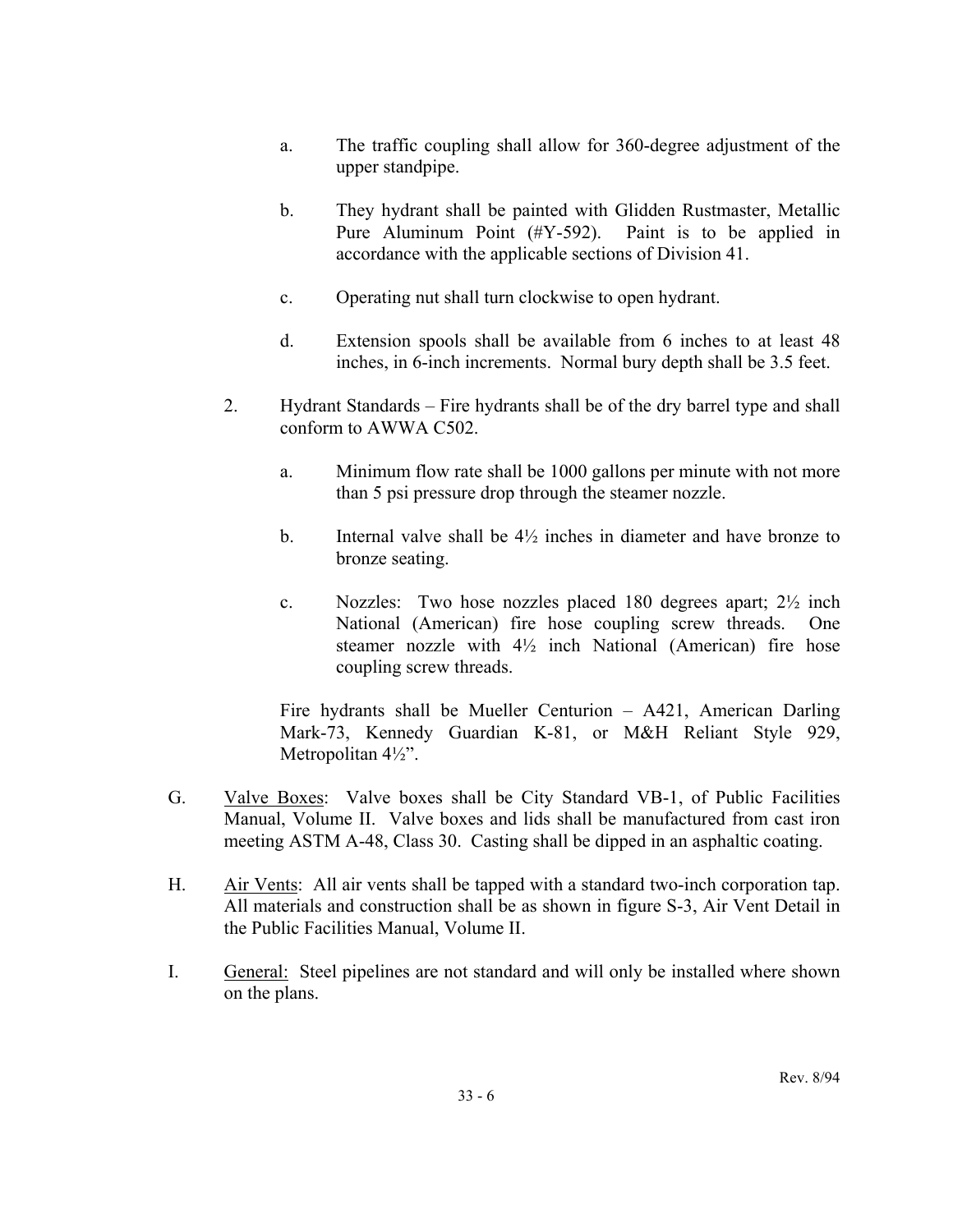a. The traffic coupling shall allow for 360-degree adjustment of the upper standpipe.

b. They hydrant shall be painted with Glidden Rustmaster, Metallic Pure Aluminum Point (#Y-592). Paint is to be applied in accordance with the applicable sections of Division 41.

c. Operating nut shall turn clockwise to open hydrant.

d. Extension spools shall be available from 6 inches to at least 48 inches, in 6-inch increments. Normal bury depth shall be 3.5 feet.

2. Hydrant Standards – Fire hydrants shall be of the dry barrel type and shall conform to AWWA C502.

   a. Minimum flow rate shall be 1000 gallons per minute with not more than 5 psi pressure drop through the steamer nozzle.

   b. Internal valve shall be 4½ inches in diameter and have bronze to bronze seating.

   c. Nozzles: Two hose nozzles placed 180 degrees apart; 2½ inch National (American) fire hose coupling screw threads. One steamer nozzle with 4½ inch National (American) fire hose coupling screw threads.

   Fire hydrants shall be Mueller Centurion – A421, American Darling Mark-73, Kennedy Guardian K-81, or M&H Reliant Style 929, Metropolitan 4½".

G. <u>Valve Boxes</u>: Valve boxes shall be City Standard VB-1, of Public Facilities Manual, Volume II. Valve boxes and lids shall be manufactured from cast iron meeting ASTM A-48, Class 30. Casting shall be dipped in an asphaltic coating.

H. <u>Air Vents</u>: All air vents shall be tapped with a standard two-inch corporation tap. All materials and construction shall be as shown in figure S-3, Air Vent Detail in the Public Facilities Manual, Volume II.

I. <u>General:</u> Steel pipelines are not standard and will only be installed where shown on the plans.

Rev. 8/94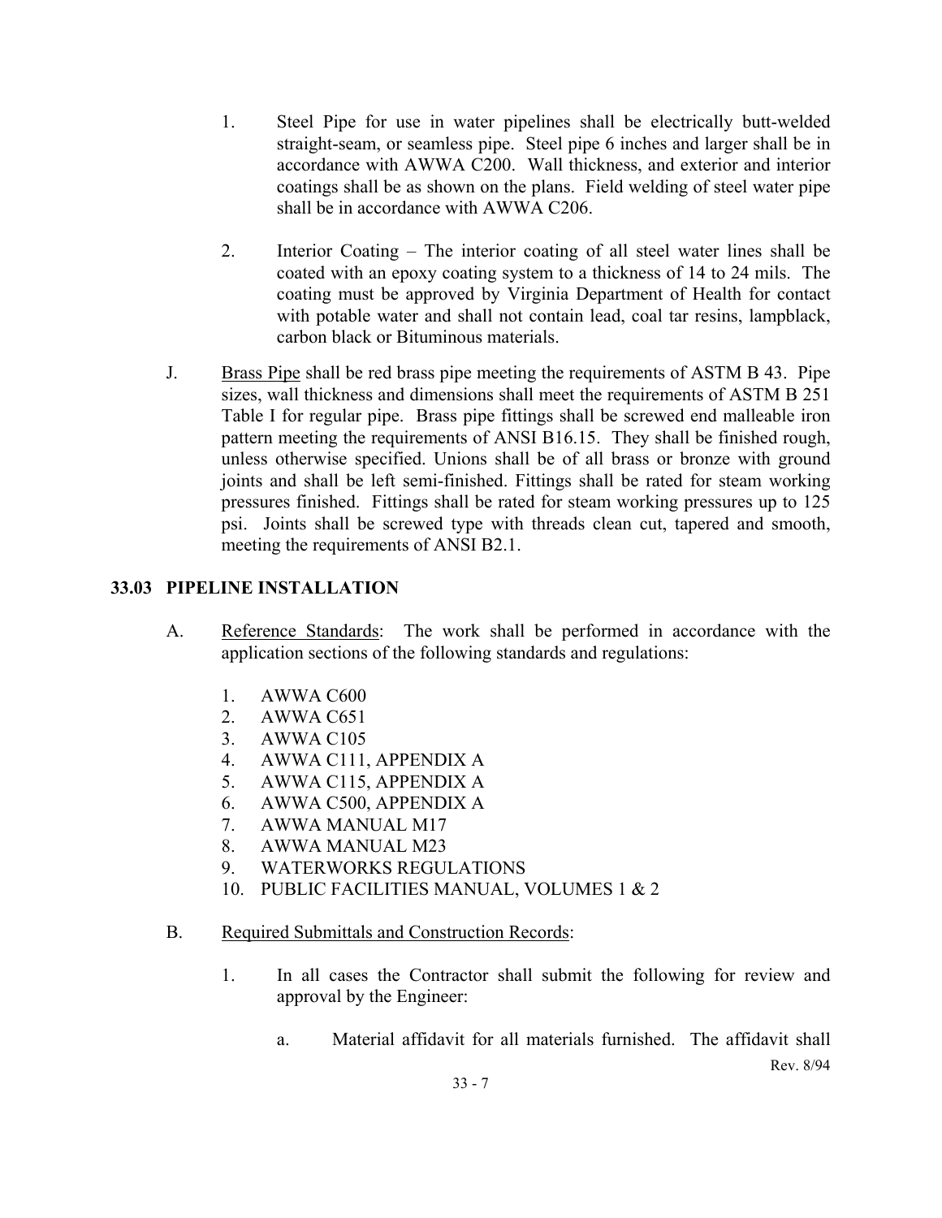1. Steel Pipe for use in water pipelines shall be electrically butt-welded straight-seam, or seamless pipe. Steel pipe 6 inches and larger shall be in accordance with AWWA C200. Wall thickness, and exterior and interior coatings shall be as shown on the plans. Field welding of steel water pipe shall be in accordance with AWWA C206.

2. Interior Coating – The interior coating of all steel water lines shall be coated with an epoxy coating system to a thickness of 14 to 24 mils. The coating must be approved by Virginia Department of Health for contact with potable water and shall not contain lead, coal tar resins, lampblack, carbon black or Bituminous materials.

J. Brass Pipe shall be red brass pipe meeting the requirements of ASTM B 43. Pipe sizes, wall thickness and dimensions shall meet the requirements of ASTM B 251 Table I for regular pipe. Brass pipe fittings shall be screwed end malleable iron pattern meeting the requirements of ANSI B16.15. They shall be finished rough, unless otherwise specified. Unions shall be of all brass or bronze with ground joints and shall be left semi-finished. Fittings shall be rated for steam working pressures finished. Fittings shall be rated for steam working pressures up to 125 psi. Joints shall be screwed type with threads clean cut, tapered and smooth, meeting the requirements of ANSI B2.1.

## 33.03 PIPELINE INSTALLATION

A. Reference Standards: The work shall be performed in accordance with the application sections of the following standards and regulations:

1. AWWA C600
2. AWWA C651
3. AWWA C105
4. AWWA C111, APPENDIX A
5. AWWA C115, APPENDIX A
6. AWWA C500, APPENDIX A
7. AWWA MANUAL M17
8. AWWA MANUAL M23
9. WATERWORKS REGULATIONS
10. PUBLIC FACILITIES MANUAL, VOLUMES 1 & 2

B. Required Submittals and Construction Records:

1. In all cases the Contractor shall submit the following for review and approval by the Engineer:

   a. Material affidavit for all materials furnished. The affidavit shall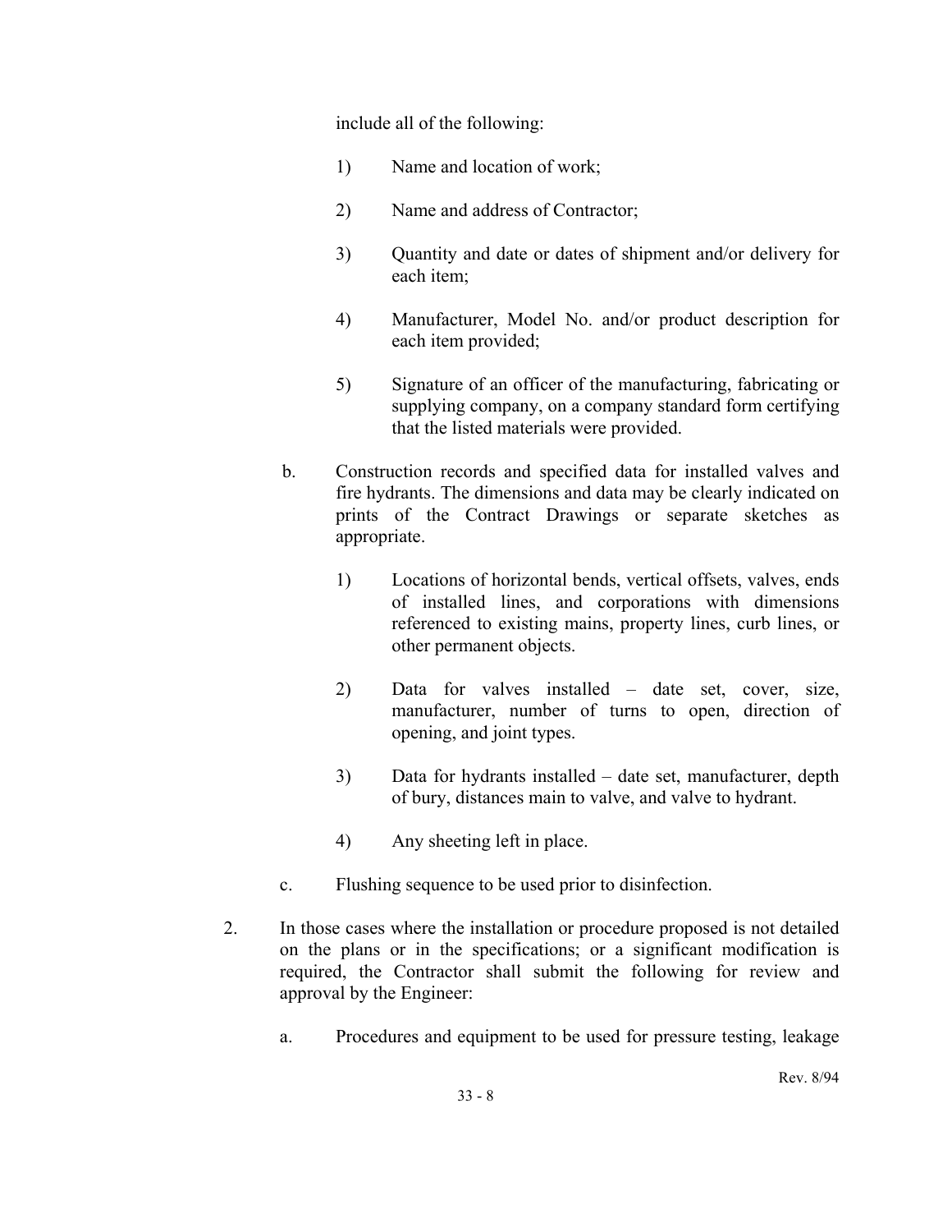include all of the following:

1) Name and location of work;

2) Name and address of Contractor;

3) Quantity and date or dates of shipment and/or delivery for each item;

4) Manufacturer, Model No. and/or product description for each item provided;

5) Signature of an officer of the manufacturing, fabricating or supplying company, on a company standard form certifying that the listed materials were provided.

b. Construction records and specified data for installed valves and fire hydrants. The dimensions and data may be clearly indicated on prints of the Contract Drawings or separate sketches as appropriate.

1) Locations of horizontal bends, vertical offsets, valves, ends of installed lines, and corporations with dimensions referenced to existing mains, property lines, curb lines, or other permanent objects.

2) Data for valves installed – date set, cover, size, manufacturer, number of turns to open, direction of opening, and joint types.

3) Data for hydrants installed – date set, manufacturer, depth of bury, distances main to valve, and valve to hydrant.

4) Any sheeting left in place.

c. Flushing sequence to be used prior to disinfection.

2. In those cases where the installation or procedure proposed is not detailed on the plans or in the specifications; or a significant modification is required, the Contractor shall submit the following for review and approval by the Engineer:

a. Procedures and equipment to be used for pressure testing, leakage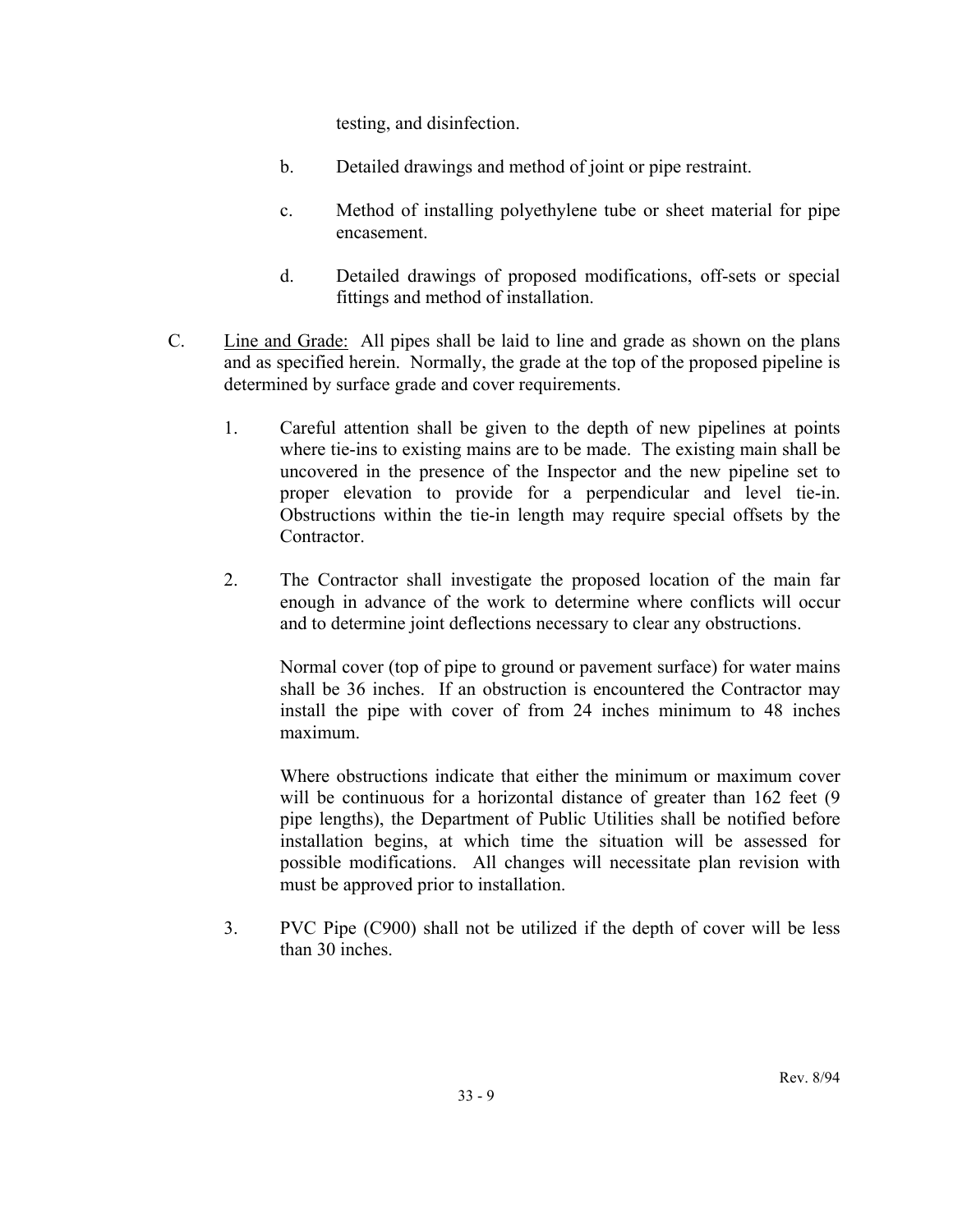testing, and disinfection.

b. Detailed drawings and method of joint or pipe restraint.

c. Method of installing polyethylene tube or sheet material for pipe encasement.

d. Detailed drawings of proposed modifications, off-sets or special fittings and method of installation.

C. <u>Line and Grade:</u> All pipes shall be laid to line and grade as shown on the plans and as specified herein. Normally, the grade at the top of the proposed pipeline is determined by surface grade and cover requirements.

1. Careful attention shall be given to the depth of new pipelines at points where tie-ins to existing mains are to be made. The existing main shall be uncovered in the presence of the Inspector and the new pipeline set to proper elevation to provide for a perpendicular and level tie-in. Obstructions within the tie-in length may require special offsets by the Contractor.

2. The Contractor shall investigate the proposed location of the main far enough in advance of the work to determine where conflicts will occur and to determine joint deflections necessary to clear any obstructions.

   Normal cover (top of pipe to ground or pavement surface) for water mains shall be 36 inches. If an obstruction is encountered the Contractor may install the pipe with cover of from 24 inches minimum to 48 inches maximum.

   Where obstructions indicate that either the minimum or maximum cover will be continuous for a horizontal distance of greater than 162 feet (9 pipe lengths), the Department of Public Utilities shall be notified before installation begins, at which time the situation will be assessed for possible modifications. All changes will necessitate plan revision with must be approved prior to installation.

3. PVC Pipe (C900) shall not be utilized if the depth of cover will be less than 30 inches.

Rev. 8/94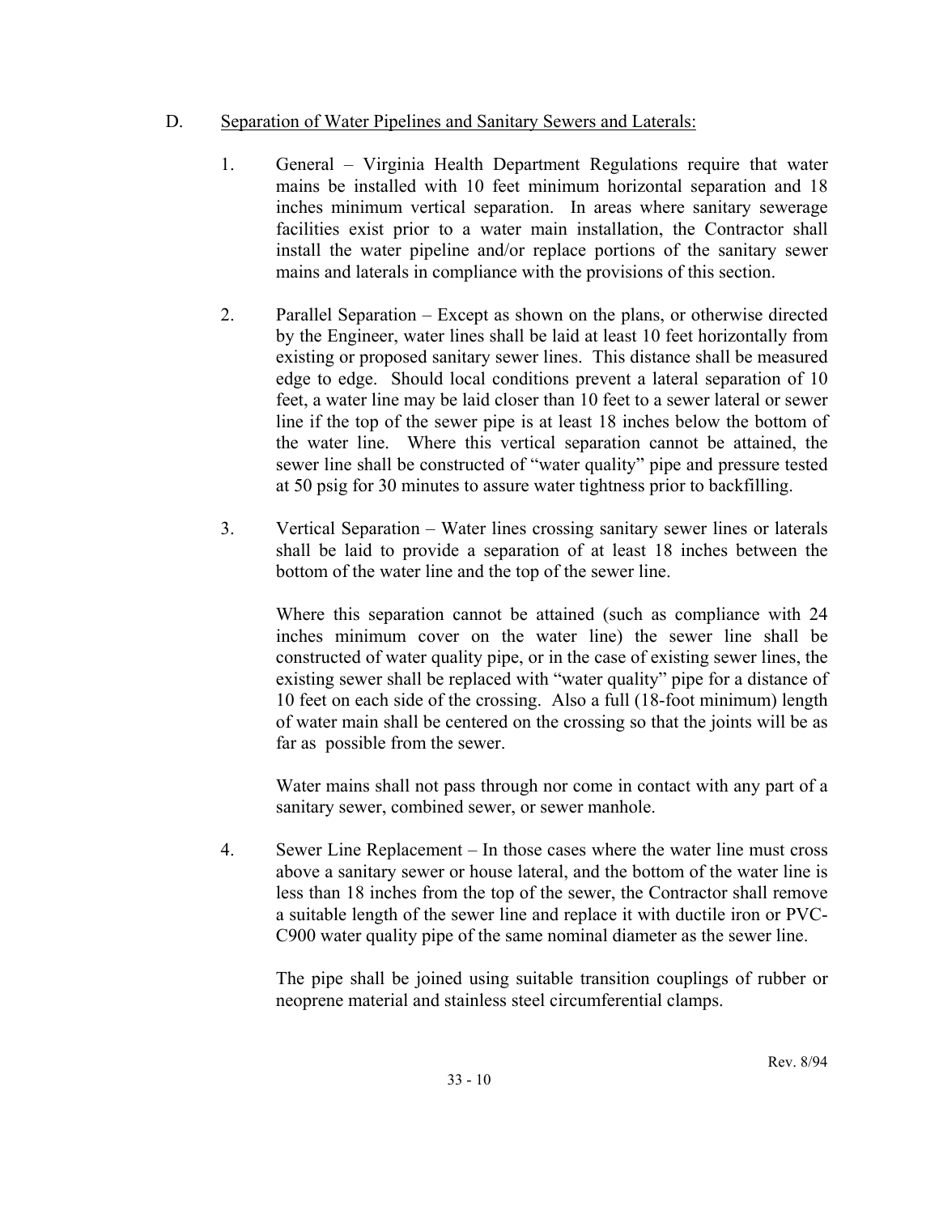D. Separation of Water Pipelines and Sanitary Sewers and Laterals:

1. General – Virginia Health Department Regulations require that water mains be installed with 10 feet minimum horizontal separation and 18 inches minimum vertical separation. In areas where sanitary sewerage facilities exist prior to a water main installation, the Contractor shall install the water pipeline and/or replace portions of the sanitary sewer mains and laterals in compliance with the provisions of this section.

2. Parallel Separation – Except as shown on the plans, or otherwise directed by the Engineer, water lines shall be laid at least 10 feet horizontally from existing or proposed sanitary sewer lines. This distance shall be measured edge to edge. Should local conditions prevent a lateral separation of 10 feet, a water line may be laid closer than 10 feet to a sewer lateral or sewer line if the top of the sewer pipe is at least 18 inches below the bottom of the water line. Where this vertical separation cannot be attained, the sewer line shall be constructed of "water quality" pipe and pressure tested at 50 psig for 30 minutes to assure water tightness prior to backfilling.

3. Vertical Separation – Water lines crossing sanitary sewer lines or laterals shall be laid to provide a separation of at least 18 inches between the bottom of the water line and the top of the sewer line.

   Where this separation cannot be attained (such as compliance with 24 inches minimum cover on the water line) the sewer line shall be constructed of water quality pipe, or in the case of existing sewer lines, the existing sewer shall be replaced with "water quality" pipe for a distance of 10 feet on each side of the crossing. Also a full (18-foot minimum) length of water main shall be centered on the crossing so that the joints will be as far as possible from the sewer.

   Water mains shall not pass through nor come in contact with any part of a sanitary sewer, combined sewer, or sewer manhole.

4. Sewer Line Replacement – In those cases where the water line must cross above a sanitary sewer or house lateral, and the bottom of the water line is less than 18 inches from the top of the sewer, the Contractor shall remove a suitable length of the sewer line and replace it with ductile iron or PVC-C900 water quality pipe of the same nominal diameter as the sewer line.

   The pipe shall be joined using suitable transition couplings of rubber or neoprene material and stainless steel circumferential clamps.

Rev. 8/94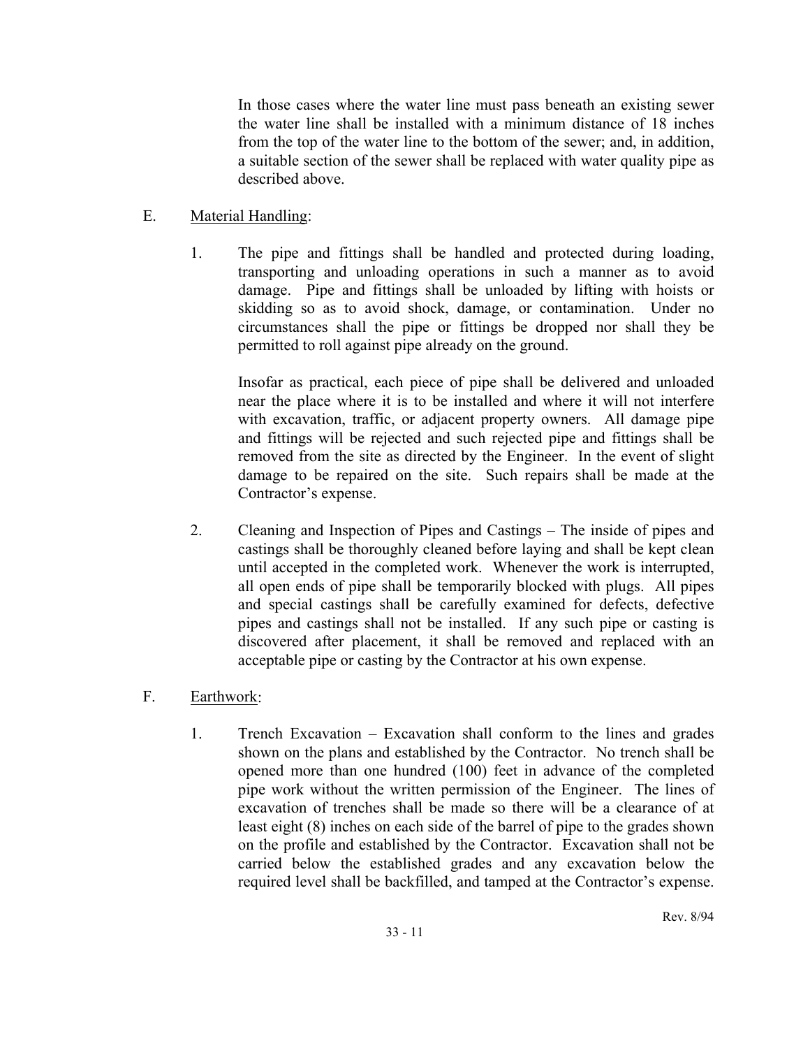In those cases where the water line must pass beneath an existing sewer the water line shall be installed with a minimum distance of 18 inches from the top of the water line to the bottom of the sewer; and, in addition, a suitable section of the sewer shall be replaced with water quality pipe as described above.

E. Material Handling:

1. The pipe and fittings shall be handled and protected during loading, transporting and unloading operations in such a manner as to avoid damage. Pipe and fittings shall be unloaded by lifting with hoists or skidding so as to avoid shock, damage, or contamination. Under no circumstances shall the pipe or fittings be dropped nor shall they be permitted to roll against pipe already on the ground.

   Insofar as practical, each piece of pipe shall be delivered and unloaded near the place where it is to be installed and where it will not interfere with excavation, traffic, or adjacent property owners. All damage pipe and fittings will be rejected and such rejected pipe and fittings shall be removed from the site as directed by the Engineer. In the event of slight damage to be repaired on the site. Such repairs shall be made at the Contractor's expense.

2. Cleaning and Inspection of Pipes and Castings – The inside of pipes and castings shall be thoroughly cleaned before laying and shall be kept clean until accepted in the completed work. Whenever the work is interrupted, all open ends of pipe shall be temporarily blocked with plugs. All pipes and special castings shall be carefully examined for defects, defective pipes and castings shall not be installed. If any such pipe or casting is discovered after placement, it shall be removed and replaced with an acceptable pipe or casting by the Contractor at his own expense.

F. Earthwork:

1. Trench Excavation – Excavation shall conform to the lines and grades shown on the plans and established by the Contractor. No trench shall be opened more than one hundred (100) feet in advance of the completed pipe work without the written permission of the Engineer. The lines of excavation of trenches shall be made so there will be a clearance of at least eight (8) inches on each side of the barrel of pipe to the grades shown on the profile and established by the Contractor. Excavation shall not be carried below the established grades and any excavation below the required level shall be backfilled, and tamped at the Contractor's expense.

Rev. 8/94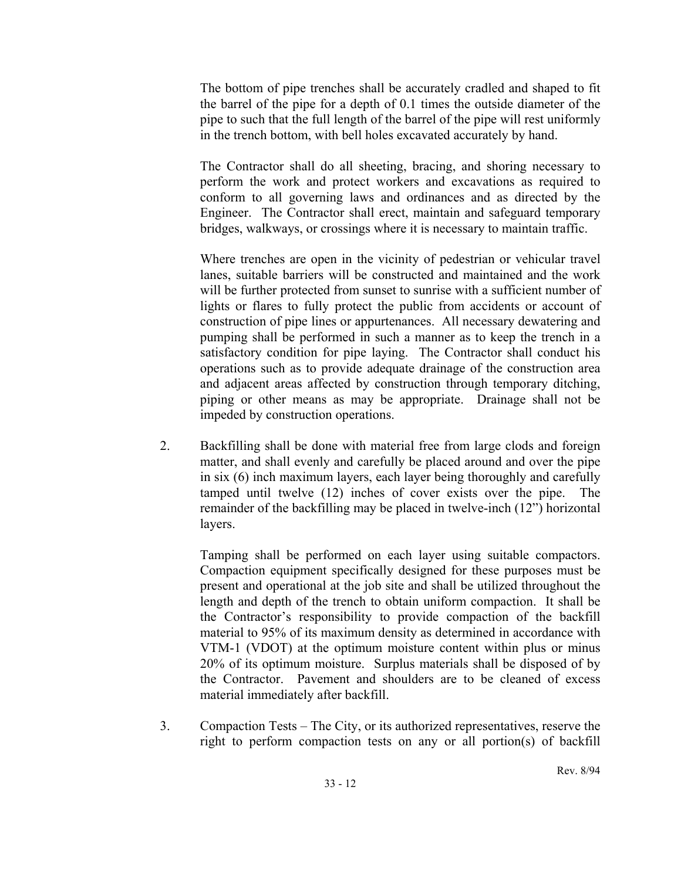The bottom of pipe trenches shall be accurately cradled and shaped to fit the barrel of the pipe for a depth of 0.1 times the outside diameter of the pipe to such that the full length of the barrel of the pipe will rest uniformly in the trench bottom, with bell holes excavated accurately by hand.

The Contractor shall do all sheeting, bracing, and shoring necessary to perform the work and protect workers and excavations as required to conform to all governing laws and ordinances and as directed by the Engineer. The Contractor shall erect, maintain and safeguard temporary bridges, walkways, or crossings where it is necessary to maintain traffic.

Where trenches are open in the vicinity of pedestrian or vehicular travel lanes, suitable barriers will be constructed and maintained and the work will be further protected from sunset to sunrise with a sufficient number of lights or flares to fully protect the public from accidents or account of construction of pipe lines or appurtenances. All necessary dewatering and pumping shall be performed in such a manner as to keep the trench in a satisfactory condition for pipe laying. The Contractor shall conduct his operations such as to provide adequate drainage of the construction area and adjacent areas affected by construction through temporary ditching, piping or other means as may be appropriate. Drainage shall not be impeded by construction operations.

2. Backfilling shall be done with material free from large clods and foreign matter, and shall evenly and carefully be placed around and over the pipe in six (6) inch maximum layers, each layer being thoroughly and carefully tamped until twelve (12) inches of cover exists over the pipe. The remainder of the backfilling may be placed in twelve-inch (12") horizontal layers.

   Tamping shall be performed on each layer using suitable compactors. Compaction equipment specifically designed for these purposes must be present and operational at the job site and shall be utilized throughout the length and depth of the trench to obtain uniform compaction. It shall be the Contractor's responsibility to provide compaction of the backfill material to 95% of its maximum density as determined in accordance with VTM-1 (VDOT) at the optimum moisture content within plus or minus 20% of its optimum moisture. Surplus materials shall be disposed of by the Contractor. Pavement and shoulders are to be cleaned of excess material immediately after backfill.

3. Compaction Tests – The City, or its authorized representatives, reserve the right to perform compaction tests on any or all portion(s) of backfill

Rev. 8/94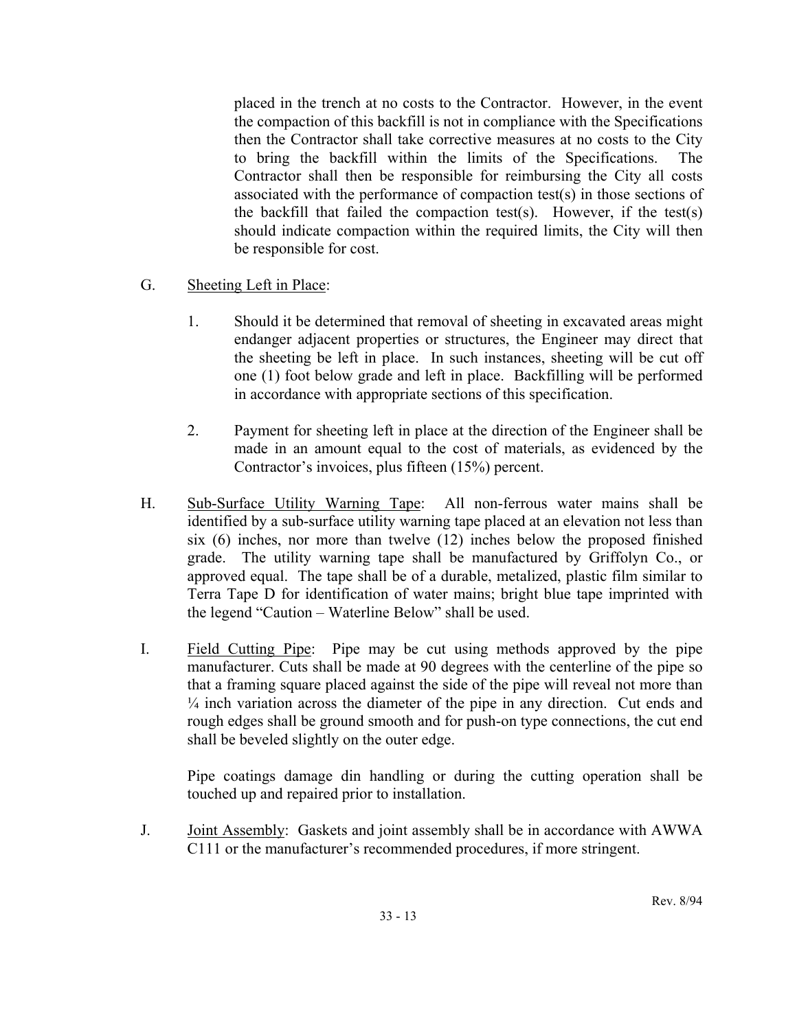placed in the trench at no costs to the Contractor. However, in the event the compaction of this backfill is not in compliance with the Specifications then the Contractor shall take corrective measures at no costs to the City to bring the backfill within the limits of the Specifications. The Contractor shall then be responsible for reimbursing the City all costs associated with the performance of compaction test(s) in those sections of the backfill that failed the compaction test(s). However, if the test(s) should indicate compaction within the required limits, the City will then be responsible for cost.

G. Sheeting Left in Place:

1. Should it be determined that removal of sheeting in excavated areas might endanger adjacent properties or structures, the Engineer may direct that the sheeting be left in place. In such instances, sheeting will be cut off one (1) foot below grade and left in place. Backfilling will be performed in accordance with appropriate sections of this specification.

2. Payment for sheeting left in place at the direction of the Engineer shall be made in an amount equal to the cost of materials, as evidenced by the Contractor's invoices, plus fifteen (15%) percent.

H. Sub-Surface Utility Warning Tape: All non-ferrous water mains shall be identified by a sub-surface utility warning tape placed at an elevation not less than six (6) inches, nor more than twelve (12) inches below the proposed finished grade. The utility warning tape shall be manufactured by Griffolyn Co., or approved equal. The tape shall be of a durable, metalized, plastic film similar to Terra Tape D for identification of water mains; bright blue tape imprinted with the legend "Caution – Waterline Below" shall be used.

I. Field Cutting Pipe: Pipe may be cut using methods approved by the pipe manufacturer. Cuts shall be made at 90 degrees with the centerline of the pipe so that a framing square placed against the side of the pipe will reveal not more than ¼ inch variation across the diameter of the pipe in any direction. Cut ends and rough edges shall be ground smooth and for push-on type connections, the cut end shall be beveled slightly on the outer edge.

Pipe coatings damage din handling or during the cutting operation shall be touched up and repaired prior to installation.

J. Joint Assembly: Gaskets and joint assembly shall be in accordance with AWWA C111 or the manufacturer's recommended procedures, if more stringent.

Rev. 8/94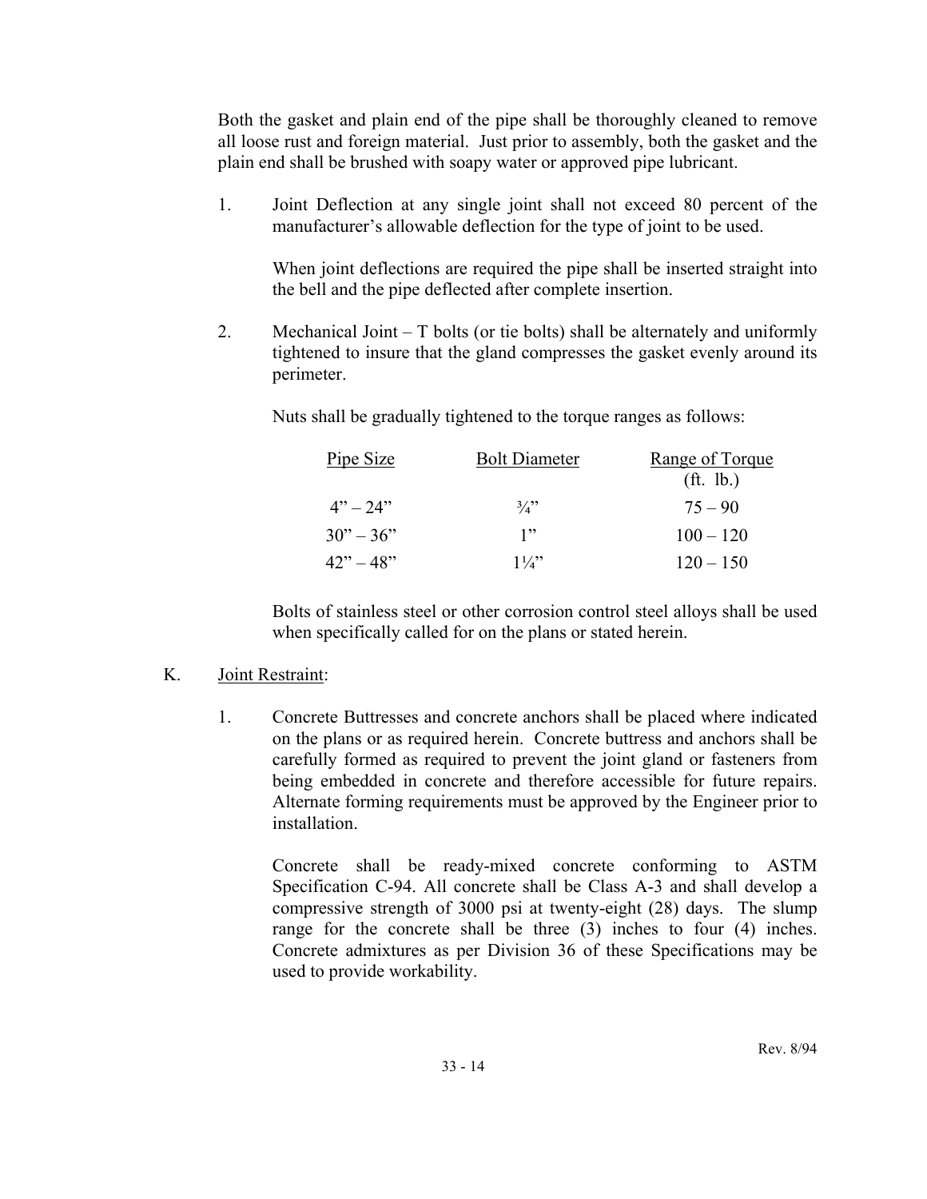Both the gasket and plain end of the pipe shall be thoroughly cleaned to remove all loose rust and foreign material. Just prior to assembly, both the gasket and the plain end shall be brushed with soapy water or approved pipe lubricant.

1. Joint Deflection at any single joint shall not exceed 80 percent of the manufacturer's allowable deflection for the type of joint to be used.

   When joint deflections are required the pipe shall be inserted straight into the bell and the pipe deflected after complete insertion.

2. Mechanical Joint – T bolts (or tie bolts) shall be alternately and uniformly tightened to insure that the gland compresses the gasket evenly around its perimeter.

   Nuts shall be gradually tightened to the torque ranges as follows:

   | Pipe Size | Bolt Diameter | Range of Torque (ft. lb.) |
   |---|---|---|
   | 4" – 24" | ¾" | 75 – 90 |
   | 30" – 36" | 1" | 100 – 120 |
   | 42" – 48" | 1¼" | 120 – 150 |

   Bolts of stainless steel or other corrosion control steel alloys shall be used when specifically called for on the plans or stated herein.

K. Joint Restraint:

1. Concrete Buttresses and concrete anchors shall be placed where indicated on the plans or as required herein. Concrete buttress and anchors shall be carefully formed as required to prevent the joint gland or fasteners from being embedded in concrete and therefore accessible for future repairs. Alternate forming requirements must be approved by the Engineer prior to installation.

   Concrete shall be ready-mixed concrete conforming to ASTM Specification C-94. All concrete shall be Class A-3 and shall develop a compressive strength of 3000 psi at twenty-eight (28) days. The slump range for the concrete shall be three (3) inches to four (4) inches. Concrete admixtures as per Division 36 of these Specifications may be used to provide workability.

Rev. 8/94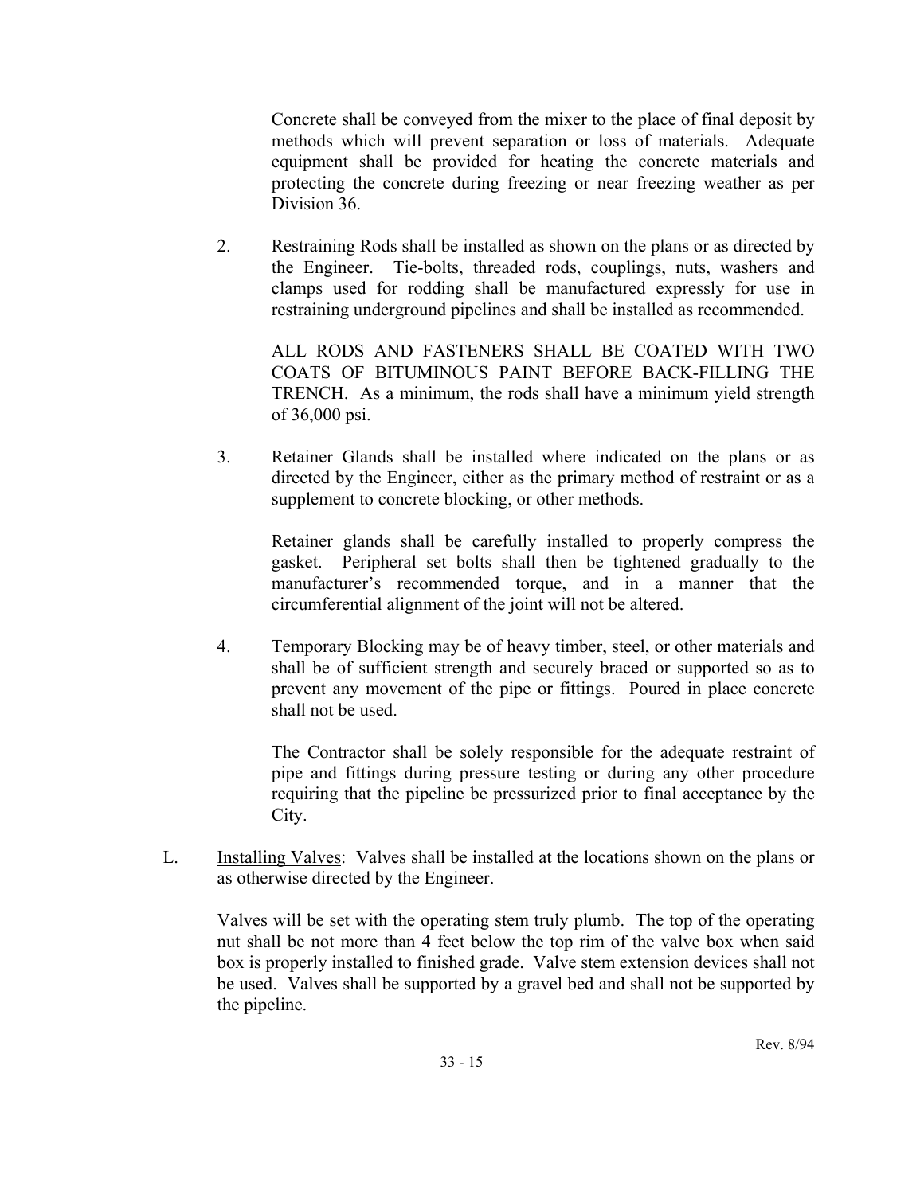Concrete shall be conveyed from the mixer to the place of final deposit by methods which will prevent separation or loss of materials. Adequate equipment shall be provided for heating the concrete materials and protecting the concrete during freezing or near freezing weather as per Division 36.

2. Restraining Rods shall be installed as shown on the plans or as directed by the Engineer. Tie-bolts, threaded rods, couplings, nuts, washers and clamps used for rodding shall be manufactured expressly for use in restraining underground pipelines and shall be installed as recommended.

   ALL RODS AND FASTENERS SHALL BE COATED WITH TWO COATS OF BITUMINOUS PAINT BEFORE BACK-FILLING THE TRENCH. As a minimum, the rods shall have a minimum yield strength of 36,000 psi.

3. Retainer Glands shall be installed where indicated on the plans or as directed by the Engineer, either as the primary method of restraint or as a supplement to concrete blocking, or other methods.

   Retainer glands shall be carefully installed to properly compress the gasket. Peripheral set bolts shall then be tightened gradually to the manufacturer's recommended torque, and in a manner that the circumferential alignment of the joint will not be altered.

4. Temporary Blocking may be of heavy timber, steel, or other materials and shall be of sufficient strength and securely braced or supported so as to prevent any movement of the pipe or fittings. Poured in place concrete shall not be used.

   The Contractor shall be solely responsible for the adequate restraint of pipe and fittings during pressure testing or during any other procedure requiring that the pipeline be pressurized prior to final acceptance by the City.

L. Installing Valves: Valves shall be installed at the locations shown on the plans or as otherwise directed by the Engineer.

   Valves will be set with the operating stem truly plumb. The top of the operating nut shall be not more than 4 feet below the top rim of the valve box when said box is properly installed to finished grade. Valve stem extension devices shall not be used. Valves shall be supported by a gravel bed and shall not be supported by the pipeline.

Rev. 8/94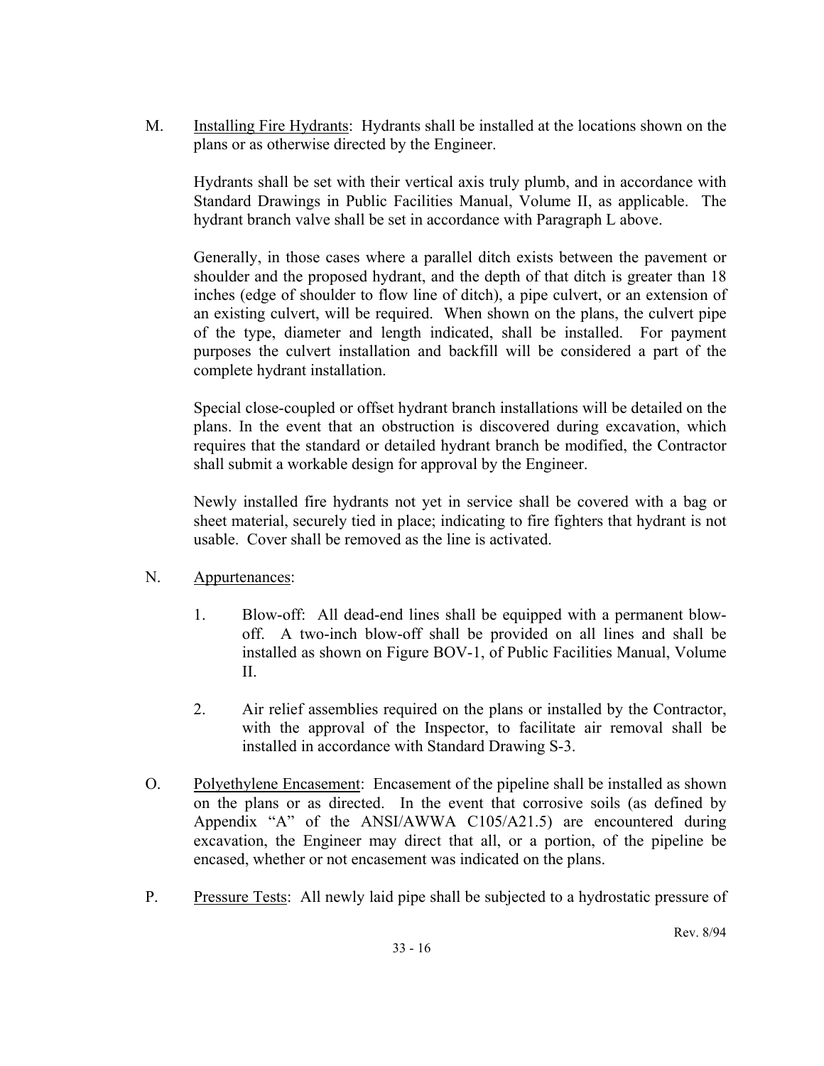M. <u>Installing Fire Hydrants</u>: Hydrants shall be installed at the locations shown on the plans or as otherwise directed by the Engineer.

Hydrants shall be set with their vertical axis truly plumb, and in accordance with Standard Drawings in Public Facilities Manual, Volume II, as applicable. The hydrant branch valve shall be set in accordance with Paragraph L above.

Generally, in those cases where a parallel ditch exists between the pavement or shoulder and the proposed hydrant, and the depth of that ditch is greater than 18 inches (edge of shoulder to flow line of ditch), a pipe culvert, or an extension of an existing culvert, will be required. When shown on the plans, the culvert pipe of the type, diameter and length indicated, shall be installed. For payment purposes the culvert installation and backfill will be considered a part of the complete hydrant installation.

Special close-coupled or offset hydrant branch installations will be detailed on the plans. In the event that an obstruction is discovered during excavation, which requires that the standard or detailed hydrant branch be modified, the Contractor shall submit a workable design for approval by the Engineer.

Newly installed fire hydrants not yet in service shall be covered with a bag or sheet material, securely tied in place; indicating to fire fighters that hydrant is not usable. Cover shall be removed as the line is activated.

N. <u>Appurtenances</u>:

1. Blow-off: All dead-end lines shall be equipped with a permanent blow-off. A two-inch blow-off shall be provided on all lines and shall be installed as shown on Figure BOV-1, of Public Facilities Manual, Volume II.

2. Air relief assemblies required on the plans or installed by the Contractor, with the approval of the Inspector, to facilitate air removal shall be installed in accordance with Standard Drawing S-3.

O. <u>Polyethylene Encasement</u>: Encasement of the pipeline shall be installed as shown on the plans or as directed. In the event that corrosive soils (as defined by Appendix "A" of the ANSI/AWWA C105/A21.5) are encountered during excavation, the Engineer may direct that all, or a portion, of the pipeline be encased, whether or not encasement was indicated on the plans.

P. <u>Pressure Tests</u>: All newly laid pipe shall be subjected to a hydrostatic pressure of

Rev. 8/94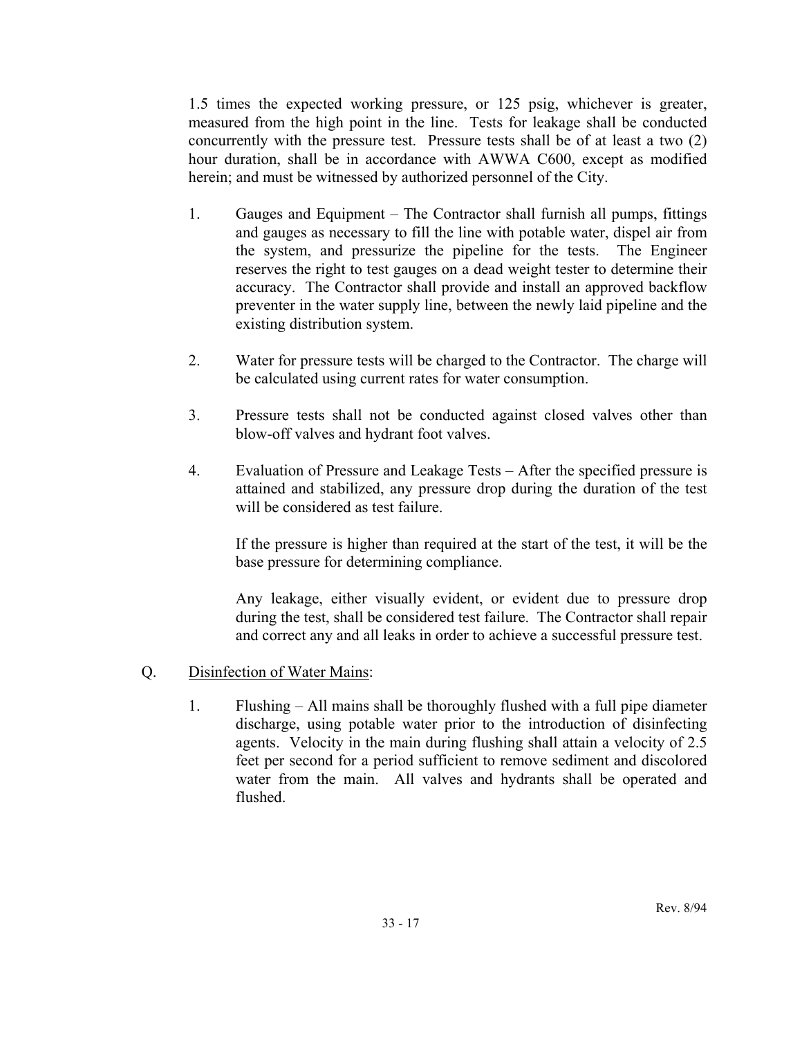1.5 times the expected working pressure, or 125 psig, whichever is greater, measured from the high point in the line. Tests for leakage shall be conducted concurrently with the pressure test. Pressure tests shall be of at least a two (2) hour duration, shall be in accordance with AWWA C600, except as modified herein; and must be witnessed by authorized personnel of the City.

1. Gauges and Equipment – The Contractor shall furnish all pumps, fittings and gauges as necessary to fill the line with potable water, dispel air from the system, and pressurize the pipeline for the tests. The Engineer reserves the right to test gauges on a dead weight tester to determine their accuracy. The Contractor shall provide and install an approved backflow preventer in the water supply line, between the newly laid pipeline and the existing distribution system.

2. Water for pressure tests will be charged to the Contractor. The charge will be calculated using current rates for water consumption.

3. Pressure tests shall not be conducted against closed valves other than blow-off valves and hydrant foot valves.

4. Evaluation of Pressure and Leakage Tests – After the specified pressure is attained and stabilized, any pressure drop during the duration of the test will be considered as test failure.

   If the pressure is higher than required at the start of the test, it will be the base pressure for determining compliance.

   Any leakage, either visually evident, or evident due to pressure drop during the test, shall be considered test failure. The Contractor shall repair and correct any and all leaks in order to achieve a successful pressure test.

Q. <u>Disinfection of Water Mains</u>:

1. Flushing – All mains shall be thoroughly flushed with a full pipe diameter discharge, using potable water prior to the introduction of disinfecting agents. Velocity in the main during flushing shall attain a velocity of 2.5 feet per second for a period sufficient to remove sediment and discolored water from the main. All valves and hydrants shall be operated and flushed.

Rev. 8/94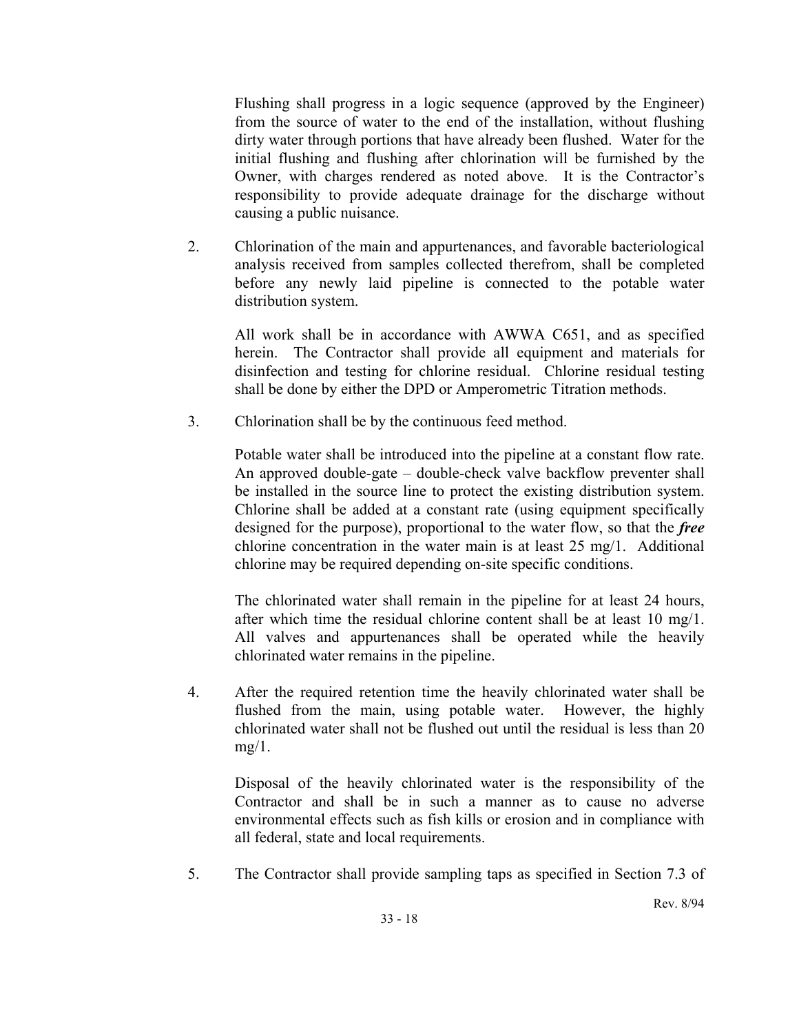Flushing shall progress in a logic sequence (approved by the Engineer) from the source of water to the end of the installation, without flushing dirty water through portions that have already been flushed. Water for the initial flushing and flushing after chlorination will be furnished by the Owner, with charges rendered as noted above. It is the Contractor's responsibility to provide adequate drainage for the discharge without causing a public nuisance.

2. Chlorination of the main and appurtenances, and favorable bacteriological analysis received from samples collected therefrom, shall be completed before any newly laid pipeline is connected to the potable water distribution system.

   All work shall be in accordance with AWWA C651, and as specified herein. The Contractor shall provide all equipment and materials for disinfection and testing for chlorine residual. Chlorine residual testing shall be done by either the DPD or Amperometric Titration methods.

3. Chlorination shall be by the continuous feed method.

   Potable water shall be introduced into the pipeline at a constant flow rate. An approved double-gate – double-check valve backflow preventer shall be installed in the source line to protect the existing distribution system. Chlorine shall be added at a constant rate (using equipment specifically designed for the purpose), proportional to the water flow, so that the ***free*** chlorine concentration in the water main is at least 25 mg/1. Additional chlorine may be required depending on-site specific conditions.

   The chlorinated water shall remain in the pipeline for at least 24 hours, after which time the residual chlorine content shall be at least 10 mg/1. All valves and appurtenances shall be operated while the heavily chlorinated water remains in the pipeline.

4. After the required retention time the heavily chlorinated water shall be flushed from the main, using potable water. However, the highly chlorinated water shall not be flushed out until the residual is less than 20 mg/1.

   Disposal of the heavily chlorinated water is the responsibility of the Contractor and shall be in such a manner as to cause no adverse environmental effects such as fish kills or erosion and in compliance with all federal, state and local requirements.

5. The Contractor shall provide sampling taps as specified in Section 7.3 of

Rev. 8/94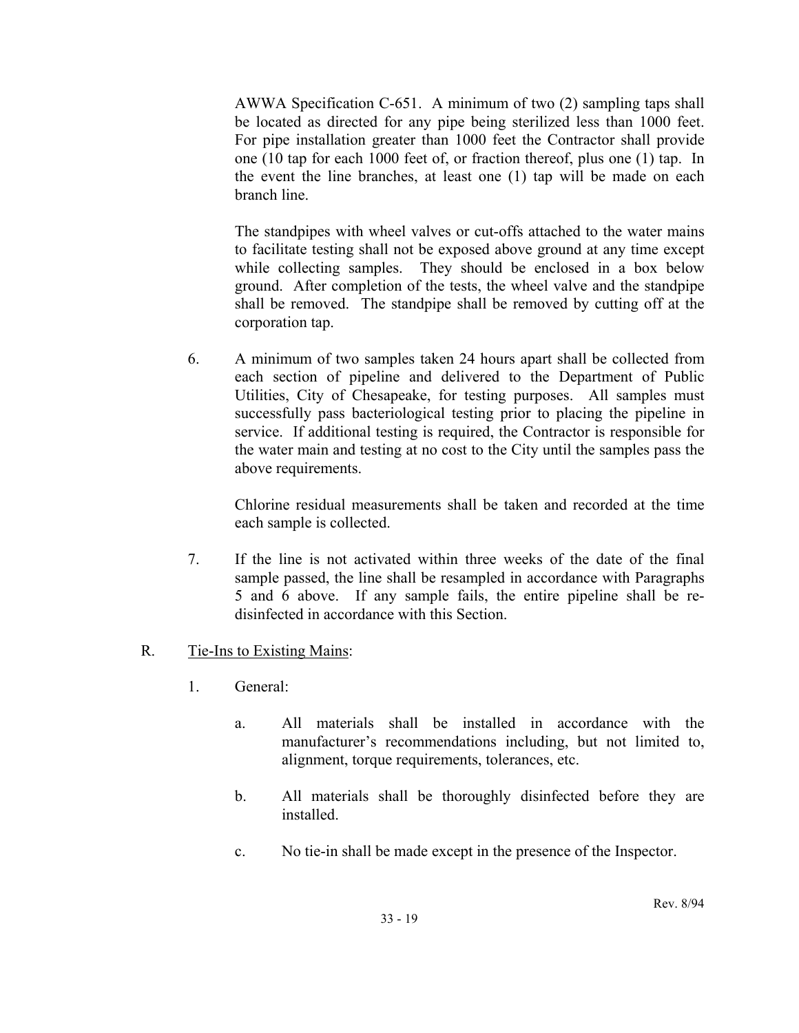AWWA Specification C-651. A minimum of two (2) sampling taps shall be located as directed for any pipe being sterilized less than 1000 feet. For pipe installation greater than 1000 feet the Contractor shall provide one (10 tap for each 1000 feet of, or fraction thereof, plus one (1) tap. In the event the line branches, at least one (1) tap will be made on each branch line.

The standpipes with wheel valves or cut-offs attached to the water mains to facilitate testing shall not be exposed above ground at any time except while collecting samples. They should be enclosed in a box below ground. After completion of the tests, the wheel valve and the standpipe shall be removed. The standpipe shall be removed by cutting off at the corporation tap.

6. A minimum of two samples taken 24 hours apart shall be collected from each section of pipeline and delivered to the Department of Public Utilities, City of Chesapeake, for testing purposes. All samples must successfully pass bacteriological testing prior to placing the pipeline in service. If additional testing is required, the Contractor is responsible for the water main and testing at no cost to the City until the samples pass the above requirements.

   Chlorine residual measurements shall be taken and recorded at the time each sample is collected.

7. If the line is not activated within three weeks of the date of the final sample passed, the line shall be resampled in accordance with Paragraphs 5 and 6 above. If any sample fails, the entire pipeline shall be re-disinfected in accordance with this Section.

R. Tie-Ins to Existing Mains:

1. General:

   a. All materials shall be installed in accordance with the manufacturer's recommendations including, but not limited to, alignment, torque requirements, tolerances, etc.

   b. All materials shall be thoroughly disinfected before they are installed.

   c. No tie-in shall be made except in the presence of the Inspector.

Rev. 8/94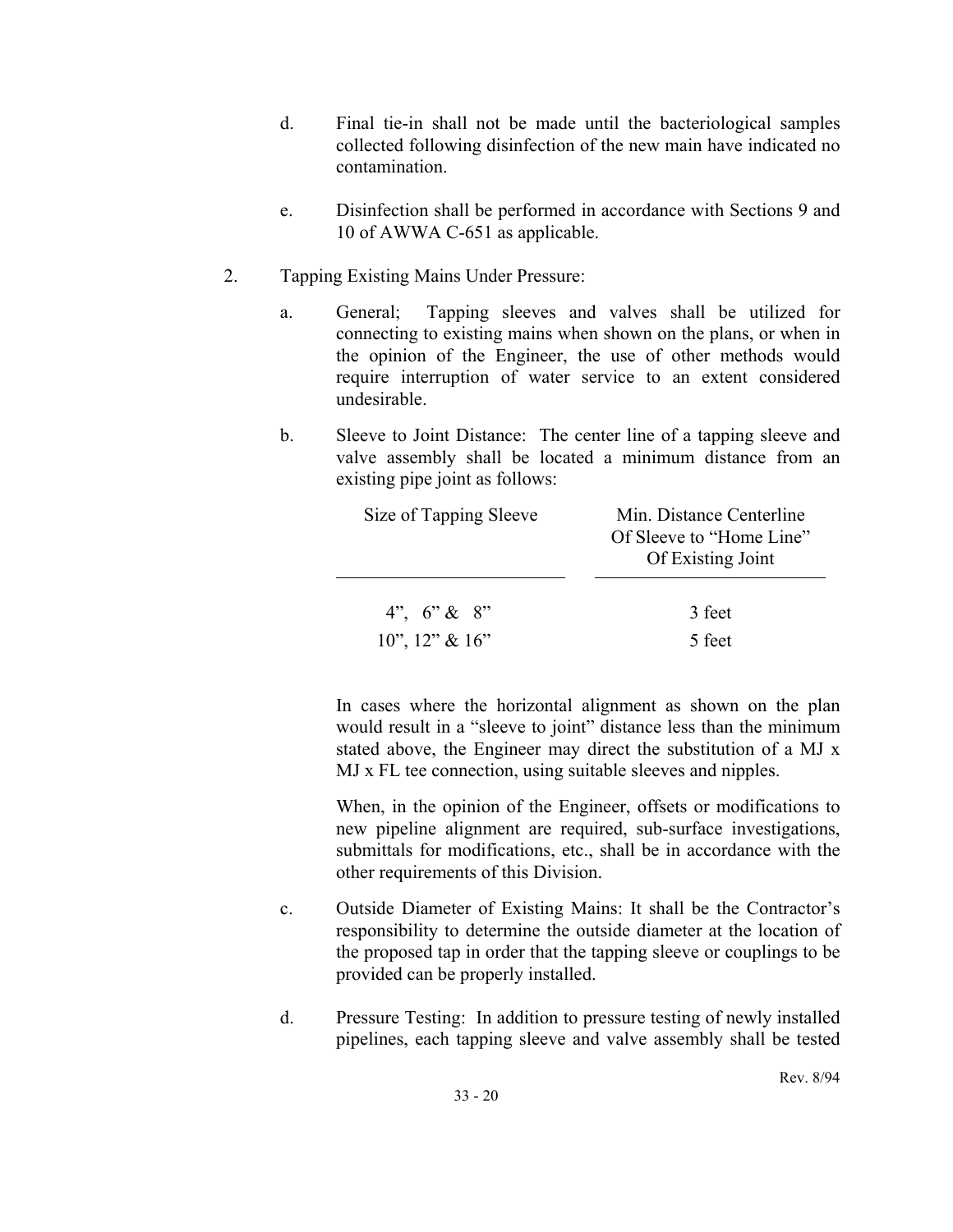d. Final tie-in shall not be made until the bacteriological samples collected following disinfection of the new main have indicated no contamination.

e. Disinfection shall be performed in accordance with Sections 9 and 10 of AWWA C-651 as applicable.

2. Tapping Existing Mains Under Pressure:

a. General; Tapping sleeves and valves shall be utilized for connecting to existing mains when shown on the plans, or when in the opinion of the Engineer, the use of other methods would require interruption of water service to an extent considered undesirable.

b. Sleeve to Joint Distance: The center line of a tapping sleeve and valve assembly shall be located a minimum distance from an existing pipe joint as follows:

| Size of Tapping Sleeve | Min. Distance Centerline Of Sleeve to "Home Line" Of Existing Joint |
|---|---|
| 4", 6" & 8" | 3 feet |
| 10", 12" & 16" | 5 feet |

In cases where the horizontal alignment as shown on the plan would result in a "sleeve to joint" distance less than the minimum stated above, the Engineer may direct the substitution of a MJ x MJ x FL tee connection, using suitable sleeves and nipples.

When, in the opinion of the Engineer, offsets or modifications to new pipeline alignment are required, sub-surface investigations, submittals for modifications, etc., shall be in accordance with the other requirements of this Division.

c. Outside Diameter of Existing Mains: It shall be the Contractor's responsibility to determine the outside diameter at the location of the proposed tap in order that the tapping sleeve or couplings to be provided can be properly installed.

d. Pressure Testing: In addition to pressure testing of newly installed pipelines, each tapping sleeve and valve assembly shall be tested

Rev. 8/94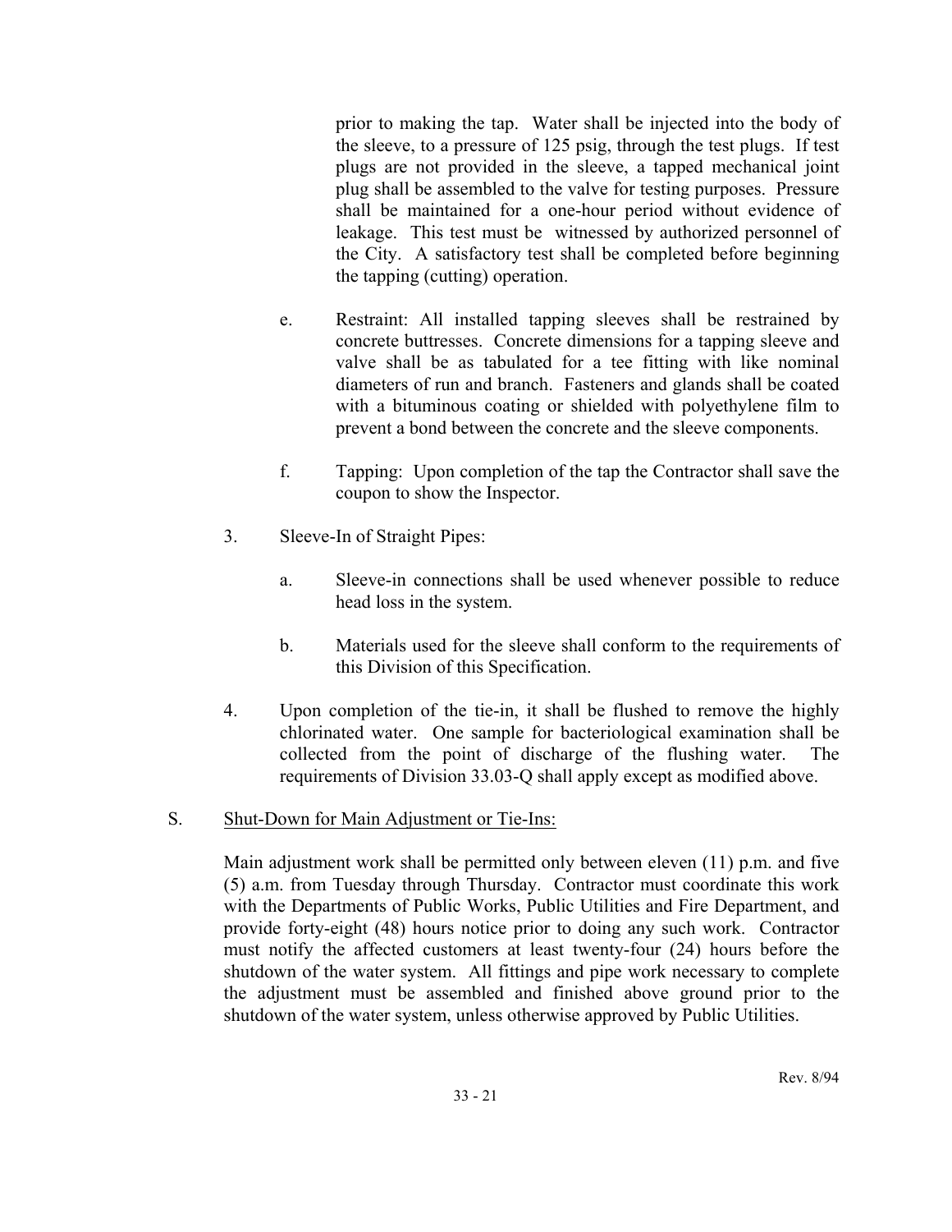prior to making the tap. Water shall be injected into the body of the sleeve, to a pressure of 125 psig, through the test plugs. If test plugs are not provided in the sleeve, a tapped mechanical joint plug shall be assembled to the valve for testing purposes. Pressure shall be maintained for a one-hour period without evidence of leakage. This test must be witnessed by authorized personnel of the City. A satisfactory test shall be completed before beginning the tapping (cutting) operation.

e. Restraint: All installed tapping sleeves shall be restrained by concrete buttresses. Concrete dimensions for a tapping sleeve and valve shall be as tabulated for a tee fitting with like nominal diameters of run and branch. Fasteners and glands shall be coated with a bituminous coating or shielded with polyethylene film to prevent a bond between the concrete and the sleeve components.

f. Tapping: Upon completion of the tap the Contractor shall save the coupon to show the Inspector.

3. Sleeve-In of Straight Pipes:

   a. Sleeve-in connections shall be used whenever possible to reduce head loss in the system.

   b. Materials used for the sleeve shall conform to the requirements of this Division of this Specification.

4. Upon completion of the tie-in, it shall be flushed to remove the highly chlorinated water. One sample for bacteriological examination shall be collected from the point of discharge of the flushing water. The requirements of Division 33.03-Q shall apply except as modified above.

S. <u>Shut-Down for Main Adjustment or Tie-Ins:</u>

Main adjustment work shall be permitted only between eleven (11) p.m. and five (5) a.m. from Tuesday through Thursday. Contractor must coordinate this work with the Departments of Public Works, Public Utilities and Fire Department, and provide forty-eight (48) hours notice prior to doing any such work. Contractor must notify the affected customers at least twenty-four (24) hours before the shutdown of the water system. All fittings and pipe work necessary to complete the adjustment must be assembled and finished above ground prior to the shutdown of the water system, unless otherwise approved by Public Utilities.

Rev. 8/94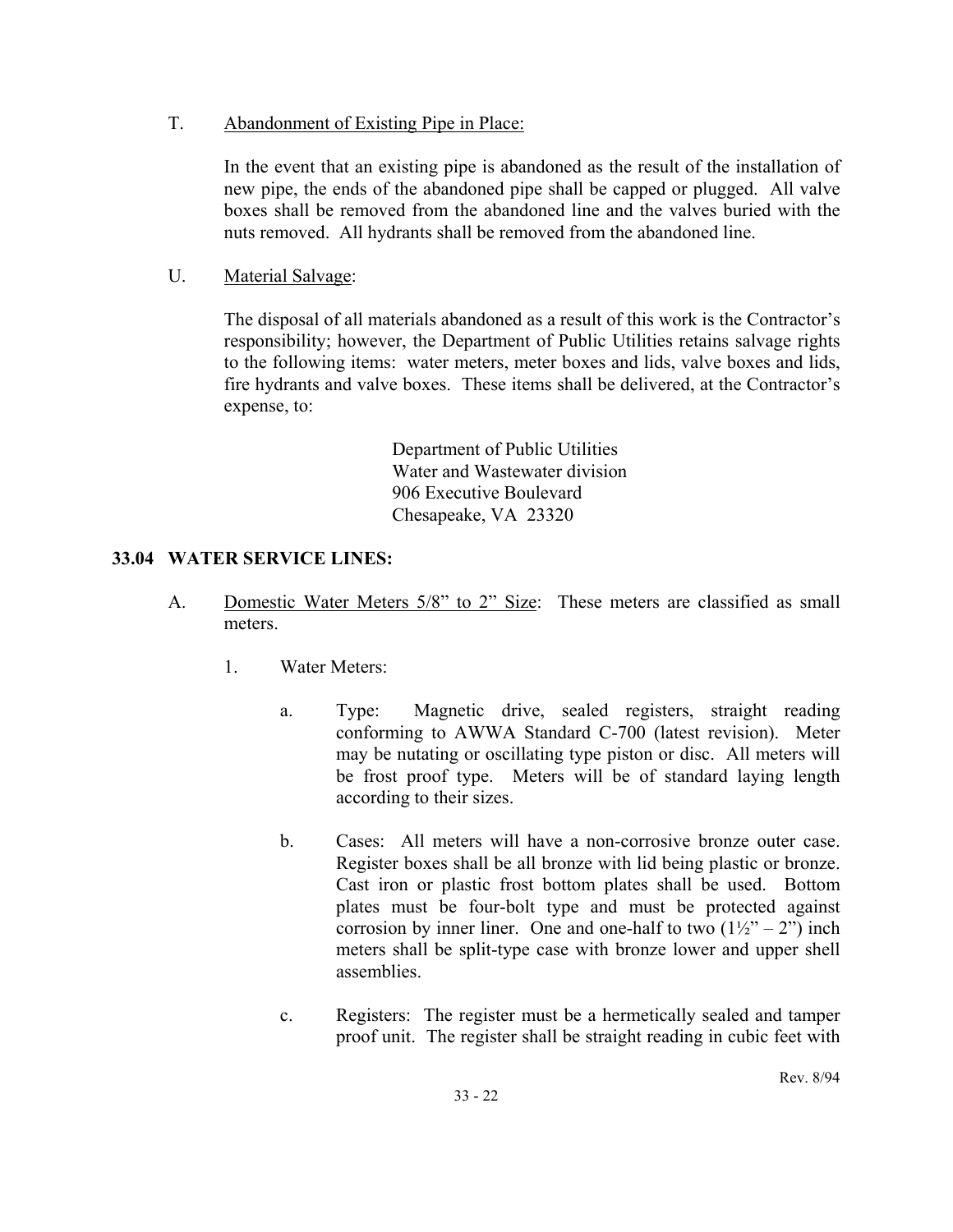T. Abandonment of Existing Pipe in Place:

In the event that an existing pipe is abandoned as the result of the installation of new pipe, the ends of the abandoned pipe shall be capped or plugged. All valve boxes shall be removed from the abandoned line and the valves buried with the nuts removed. All hydrants shall be removed from the abandoned line.

U. Material Salvage:

The disposal of all materials abandoned as a result of this work is the Contractor's responsibility; however, the Department of Public Utilities retains salvage rights to the following items: water meters, meter boxes and lids, valve boxes and lids, fire hydrants and valve boxes. These items shall be delivered, at the Contractor's expense, to:

Department of Public Utilities  
Water and Wastewater division  
906 Executive Boulevard  
Chesapeake, VA 23320

## 33.04 WATER SERVICE LINES:

A. Domestic Water Meters 5/8" to 2" Size: These meters are classified as small meters.

1. Water Meters:

   a. Type: Magnetic drive, sealed registers, straight reading conforming to AWWA Standard C-700 (latest revision). Meter may be nutating or oscillating type piston or disc. All meters will be frost proof type. Meters will be of standard laying length according to their sizes.

   b. Cases: All meters will have a non-corrosive bronze outer case. Register boxes shall be all bronze with lid being plastic or bronze. Cast iron or plastic frost bottom plates shall be used. Bottom plates must be four-bolt type and must be protected against corrosion by inner liner. One and one-half to two (1½" – 2") inch meters shall be split-type case with bronze lower and upper shell assemblies.

   c. Registers: The register must be a hermetically sealed and tamper proof unit. The register shall be straight reading in cubic feet with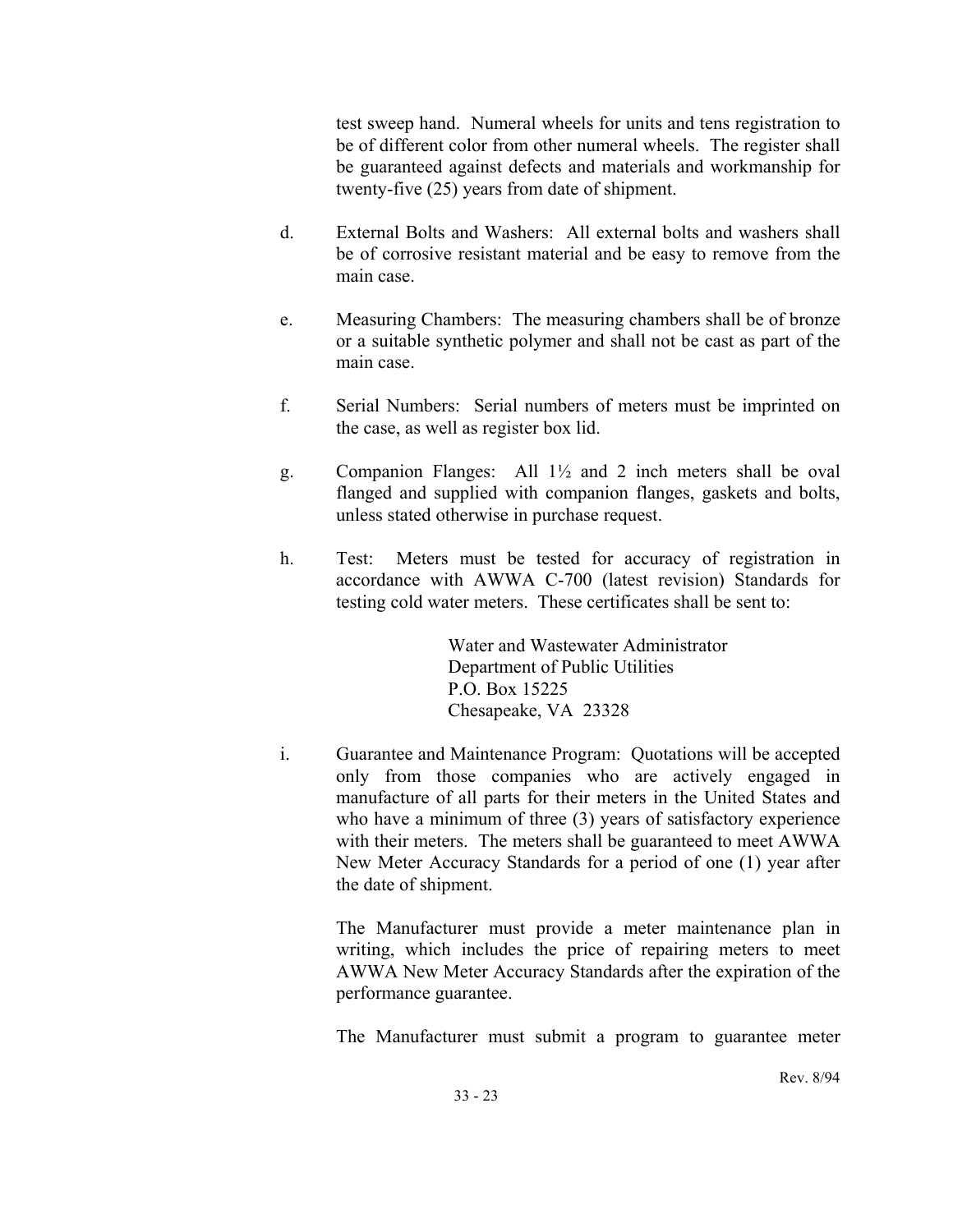test sweep hand. Numeral wheels for units and tens registration to be of different color from other numeral wheels. The register shall be guaranteed against defects and materials and workmanship for twenty-five (25) years from date of shipment.

d. External Bolts and Washers: All external bolts and washers shall be of corrosive resistant material and be easy to remove from the main case.

e. Measuring Chambers: The measuring chambers shall be of bronze or a suitable synthetic polymer and shall not be cast as part of the main case.

f. Serial Numbers: Serial numbers of meters must be imprinted on the case, as well as register box lid.

g. Companion Flanges: All 1½ and 2 inch meters shall be oval flanged and supplied with companion flanges, gaskets and bolts, unless stated otherwise in purchase request.

h. Test: Meters must be tested for accuracy of registration in accordance with AWWA C-700 (latest revision) Standards for testing cold water meters. These certificates shall be sent to:

   Water and Wastewater Administrator
   Department of Public Utilities
   P.O. Box 15225
   Chesapeake, VA 23328

i. Guarantee and Maintenance Program: Quotations will be accepted only from those companies who are actively engaged in manufacture of all parts for their meters in the United States and who have a minimum of three (3) years of satisfactory experience with their meters. The meters shall be guaranteed to meet AWWA New Meter Accuracy Standards for a period of one (1) year after the date of shipment.

   The Manufacturer must provide a meter maintenance plan in writing, which includes the price of repairing meters to meet AWWA New Meter Accuracy Standards after the expiration of the performance guarantee.

   The Manufacturer must submit a program to guarantee meter

Rev. 8/94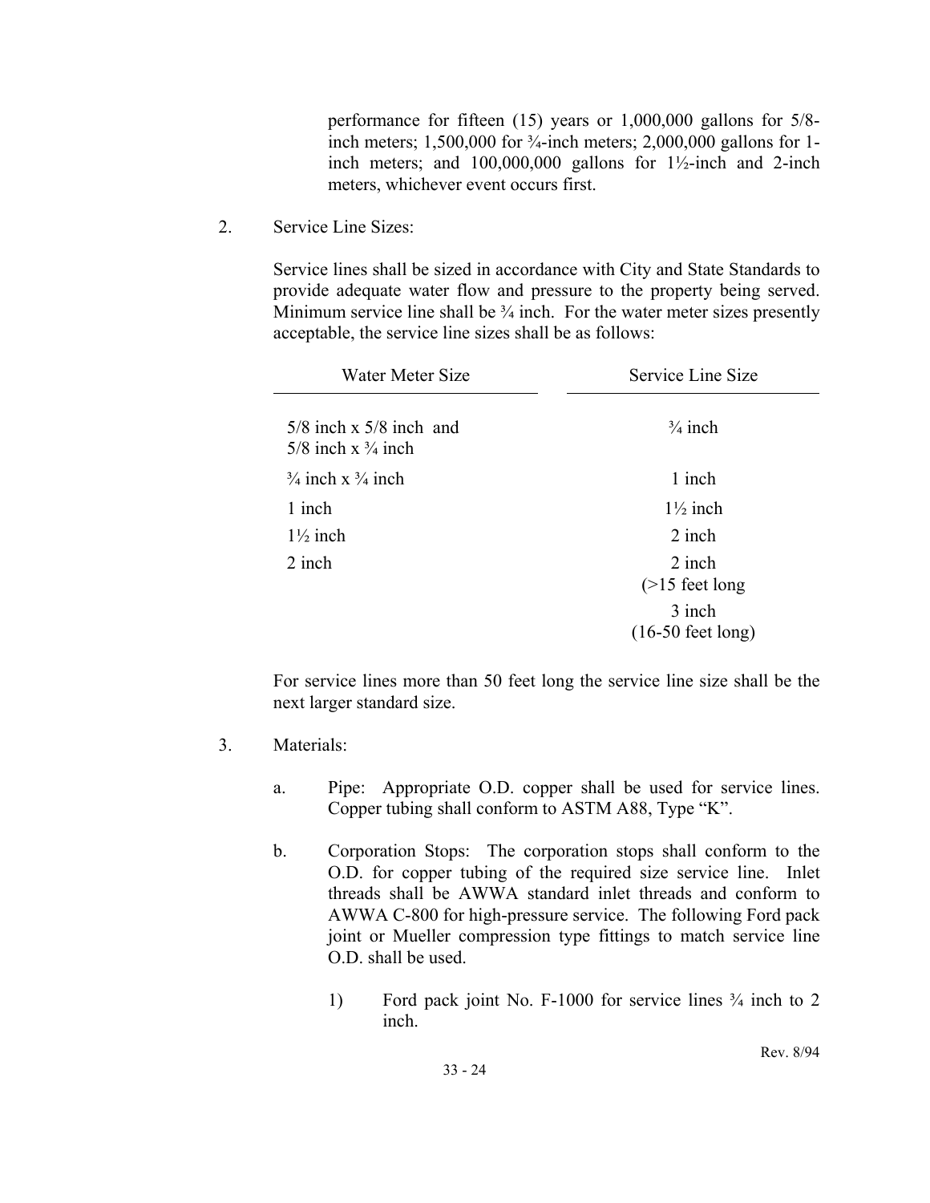performance for fifteen (15) years or 1,000,000 gallons for 5/8-inch meters; 1,500,000 for ¾-inch meters; 2,000,000 gallons for 1-inch meters; and 100,000,000 gallons for 1½-inch and 2-inch meters, whichever event occurs first.

2. Service Line Sizes:

   Service lines shall be sized in accordance with City and State Standards to provide adequate water flow and pressure to the property being served. Minimum service line shall be ¾ inch. For the water meter sizes presently acceptable, the service line sizes shall be as follows:

| Water Meter Size | Service Line Size |
|---|---|
| 5/8 inch x 5/8 inch and 5/8 inch x ¾ inch | ¾ inch |
| ¾ inch x ¾ inch | 1 inch |
| 1 inch | 1½ inch |
| 1½ inch | 2 inch |
| 2 inch | 2 inch (>15 feet long |
| | 3 inch (16-50 feet long) |

   For service lines more than 50 feet long the service line size shall be the next larger standard size.

3. Materials:

   a. Pipe: Appropriate O.D. copper shall be used for service lines. Copper tubing shall conform to ASTM A88, Type "K".

   b. Corporation Stops: The corporation stops shall conform to the O.D. for copper tubing of the required size service line. Inlet threads shall be AWWA standard inlet threads and conform to AWWA C-800 for high-pressure service. The following Ford pack joint or Mueller compression type fittings to match service line O.D. shall be used.

      1) Ford pack joint No. F-1000 for service lines ¾ inch to 2 inch.

Rev. 8/94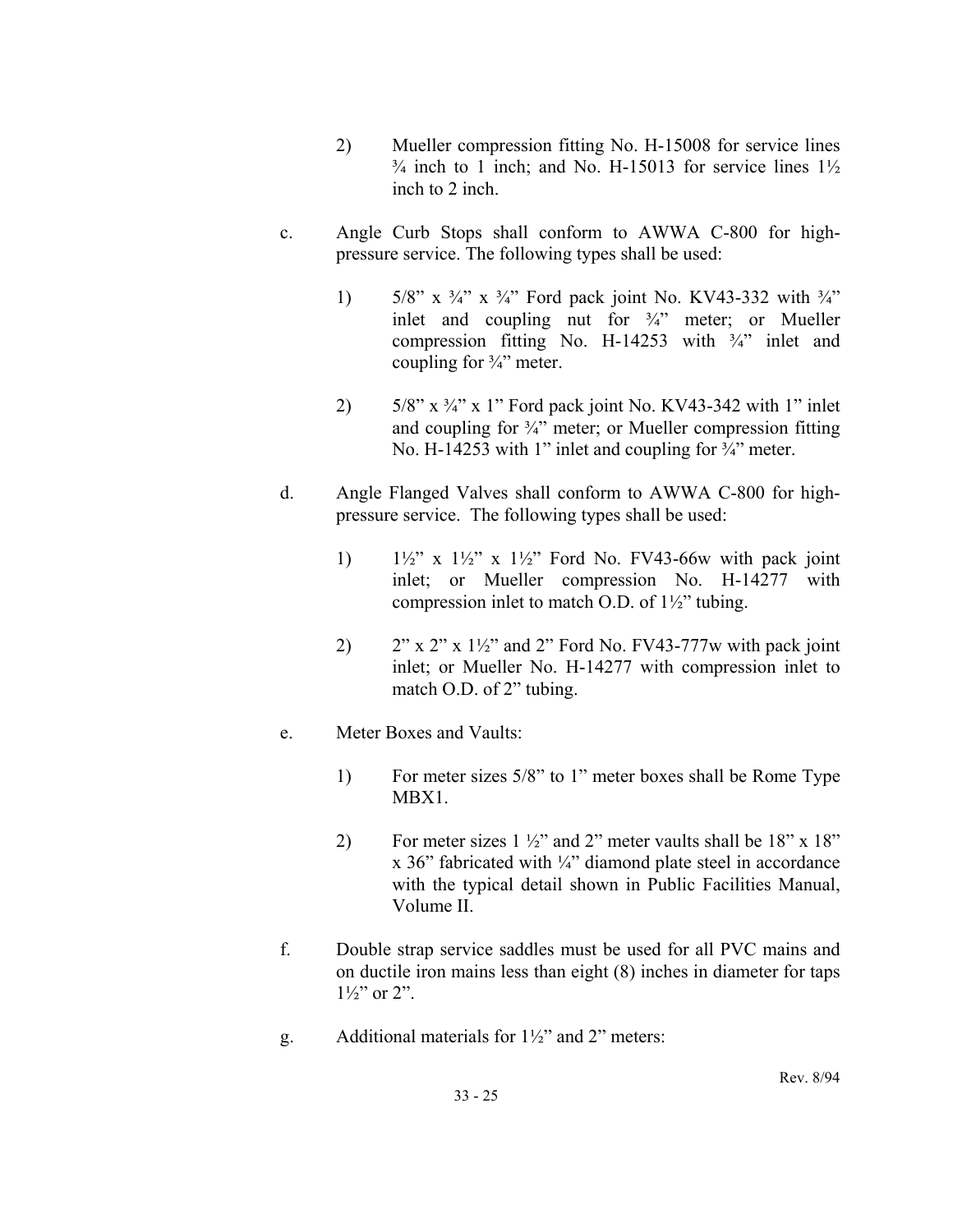2) Mueller compression fitting No. H-15008 for service lines ¾ inch to 1 inch; and No. H-15013 for service lines 1½ inch to 2 inch.

c. Angle Curb Stops shall conform to AWWA C-800 for high-pressure service. The following types shall be used:

   1) 5/8" x ¾" x ¾" Ford pack joint No. KV43-332 with ¾" inlet and coupling nut for ¾" meter; or Mueller compression fitting No. H-14253 with ¾" inlet and coupling for ¾" meter.

   2) 5/8" x ¾" x 1" Ford pack joint No. KV43-342 with 1" inlet and coupling for ¾" meter; or Mueller compression fitting No. H-14253 with 1" inlet and coupling for ¾" meter.

d. Angle Flanged Valves shall conform to AWWA C-800 for high-pressure service. The following types shall be used:

   1) 1½" x 1½" x 1½" Ford No. FV43-66w with pack joint inlet; or Mueller compression No. H-14277 with compression inlet to match O.D. of 1½" tubing.

   2) 2" x 2" x 1½" and 2" Ford No. FV43-777w with pack joint inlet; or Mueller No. H-14277 with compression inlet to match O.D. of 2" tubing.

e. Meter Boxes and Vaults:

   1) For meter sizes 5/8" to 1" meter boxes shall be Rome Type MBX1.

   2) For meter sizes 1 ½" and 2" meter vaults shall be 18" x 18" x 36" fabricated with ¼" diamond plate steel in accordance with the typical detail shown in Public Facilities Manual, Volume II.

f. Double strap service saddles must be used for all PVC mains and on ductile iron mains less than eight (8) inches in diameter for taps 1½" or 2".

g. Additional materials for 1½" and 2" meters:

Rev. 8/94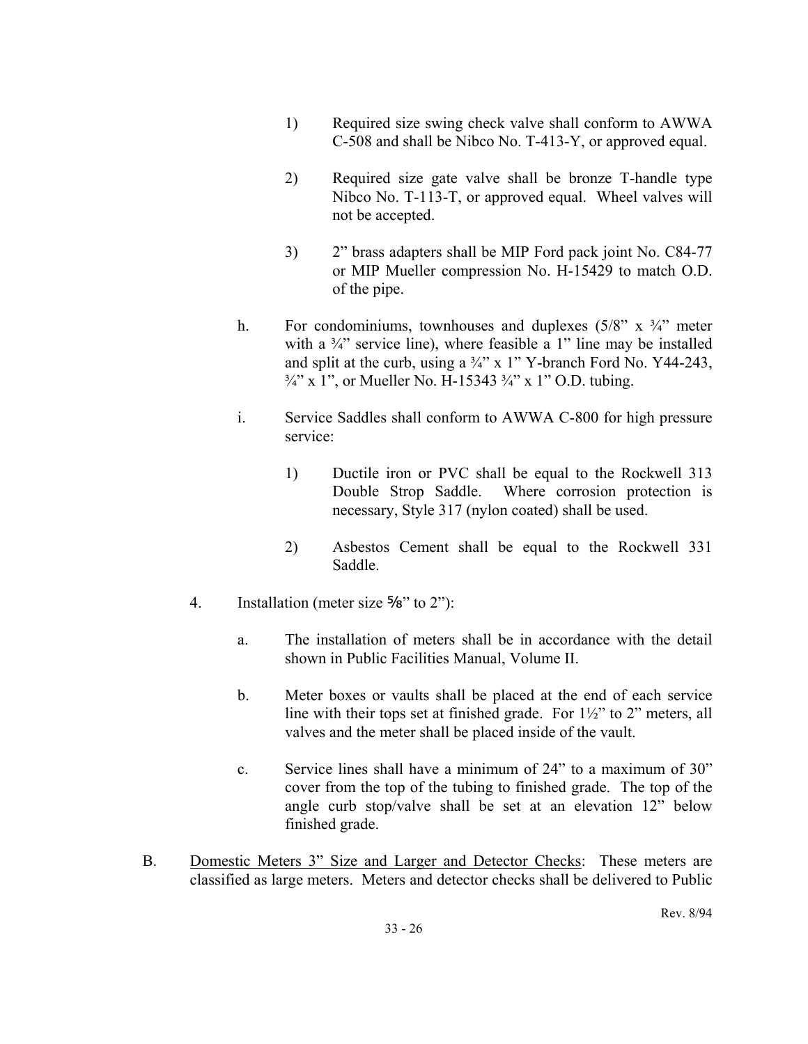1) Required size swing check valve shall conform to AWWA C-508 and shall be Nibco No. T-413-Y, or approved equal.

2) Required size gate valve shall be bronze T-handle type Nibco No. T-113-T, or approved equal. Wheel valves will not be accepted.

3) 2" brass adapters shall be MIP Ford pack joint No. C84-77 or MIP Mueller compression No. H-15429 to match O.D. of the pipe.

h. For condominiums, townhouses and duplexes (5/8" x ¾" meter with a ¾" service line), where feasible a 1" line may be installed and split at the curb, using a ¾" x 1" Y-branch Ford No. Y44-243, ¾" x 1", or Mueller No. H-15343 ¾" x 1" O.D. tubing.

i. Service Saddles shall conform to AWWA C-800 for high pressure service:

1) Ductile iron or PVC shall be equal to the Rockwell 313 Double Strop Saddle. Where corrosion protection is necessary, Style 317 (nylon coated) shall be used.

2) Asbestos Cement shall be equal to the Rockwell 331 Saddle.

4. Installation (meter size ⅝" to 2"):

a. The installation of meters shall be in accordance with the detail shown in Public Facilities Manual, Volume II.

b. Meter boxes or vaults shall be placed at the end of each service line with their tops set at finished grade. For 1½" to 2" meters, all valves and the meter shall be placed inside of the vault.

c. Service lines shall have a minimum of 24" to a maximum of 30" cover from the top of the tubing to finished grade. The top of the angle curb stop/valve shall be set at an elevation 12" below finished grade.

B. <u>Domestic Meters 3" Size and Larger and Detector Checks</u>: These meters are classified as large meters. Meters and detector checks shall be delivered to Public

Rev. 8/94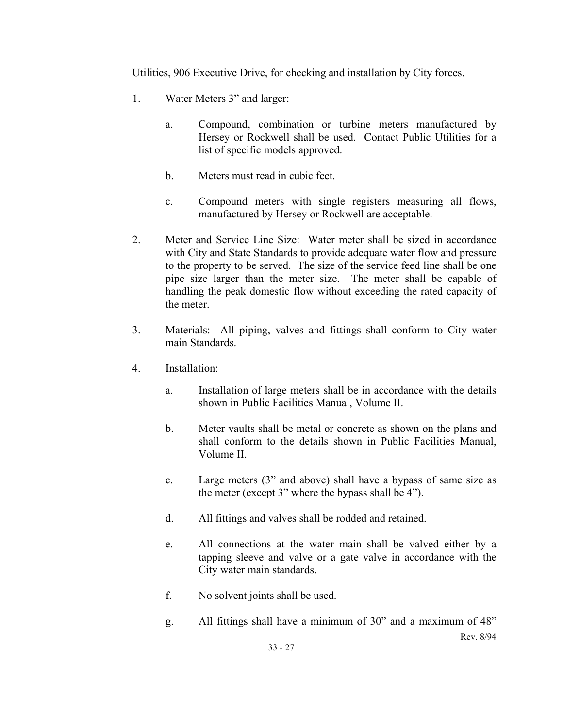Utilities, 906 Executive Drive, for checking and installation by City forces.

1. Water Meters 3” and larger:

   a. Compound, combination or turbine meters manufactured by Hersey or Rockwell shall be used. Contact Public Utilities for a list of specific models approved.

   b. Meters must read in cubic feet.

   c. Compound meters with single registers measuring all flows, manufactured by Hersey or Rockwell are acceptable.

2. Meter and Service Line Size: Water meter shall be sized in accordance with City and State Standards to provide adequate water flow and pressure to the property to be served. The size of the service feed line shall be one pipe size larger than the meter size. The meter shall be capable of handling the peak domestic flow without exceeding the rated capacity of the meter.

3. Materials: All piping, valves and fittings shall conform to City water main Standards.

4. Installation:

   a. Installation of large meters shall be in accordance with the details shown in Public Facilities Manual, Volume II.

   b. Meter vaults shall be metal or concrete as shown on the plans and shall conform to the details shown in Public Facilities Manual, Volume II.

   c. Large meters (3” and above) shall have a bypass of same size as the meter (except 3” where the bypass shall be 4”).

   d. All fittings and valves shall be rodded and retained.

   e. All connections at the water main shall be valved either by a tapping sleeve and valve or a gate valve in accordance with the City water main standards.

   f. No solvent joints shall be used.

   g. All fittings shall have a minimum of 30” and a maximum of 48”

Rev. 8/94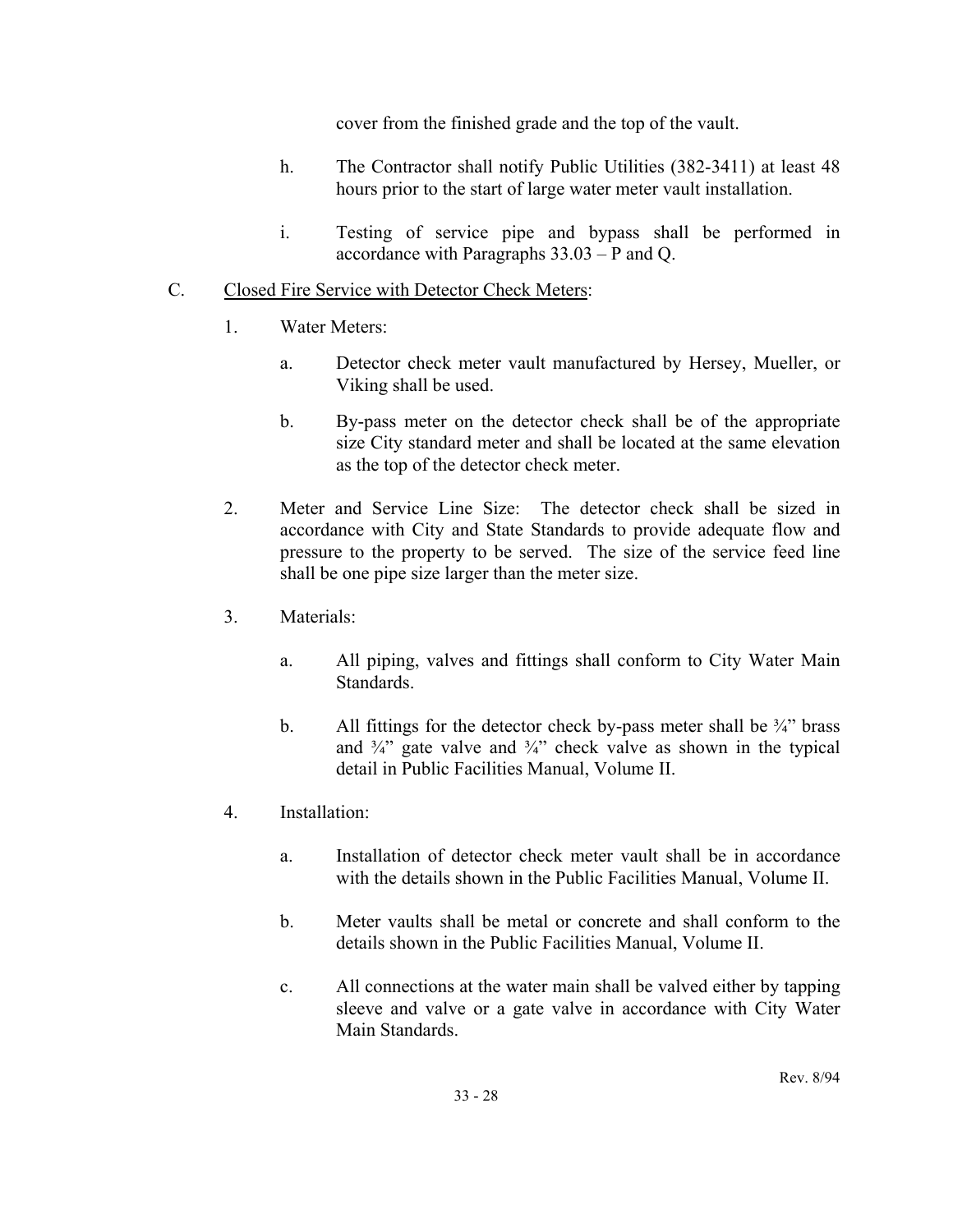cover from the finished grade and the top of the vault.

h. The Contractor shall notify Public Utilities (382-3411) at least 48 hours prior to the start of large water meter vault installation.

i. Testing of service pipe and bypass shall be performed in accordance with Paragraphs 33.03 – P and Q.

C. <u>Closed Fire Service with Detector Check Meters</u>:

1. Water Meters:

   a. Detector check meter vault manufactured by Hersey, Mueller, or Viking shall be used.

   b. By-pass meter on the detector check shall be of the appropriate size City standard meter and shall be located at the same elevation as the top of the detector check meter.

2. Meter and Service Line Size: The detector check shall be sized in accordance with City and State Standards to provide adequate flow and pressure to the property to be served. The size of the service feed line shall be one pipe size larger than the meter size.

3. Materials:

   a. All piping, valves and fittings shall conform to City Water Main Standards.

   b. All fittings for the detector check by-pass meter shall be ¾" brass and ¾" gate valve and ¾" check valve as shown in the typical detail in Public Facilities Manual, Volume II.

4. Installation:

   a. Installation of detector check meter vault shall be in accordance with the details shown in the Public Facilities Manual, Volume II.

   b. Meter vaults shall be metal or concrete and shall conform to the details shown in the Public Facilities Manual, Volume II.

   c. All connections at the water main shall be valved either by tapping sleeve and valve or a gate valve in accordance with City Water Main Standards.

Rev. 8/94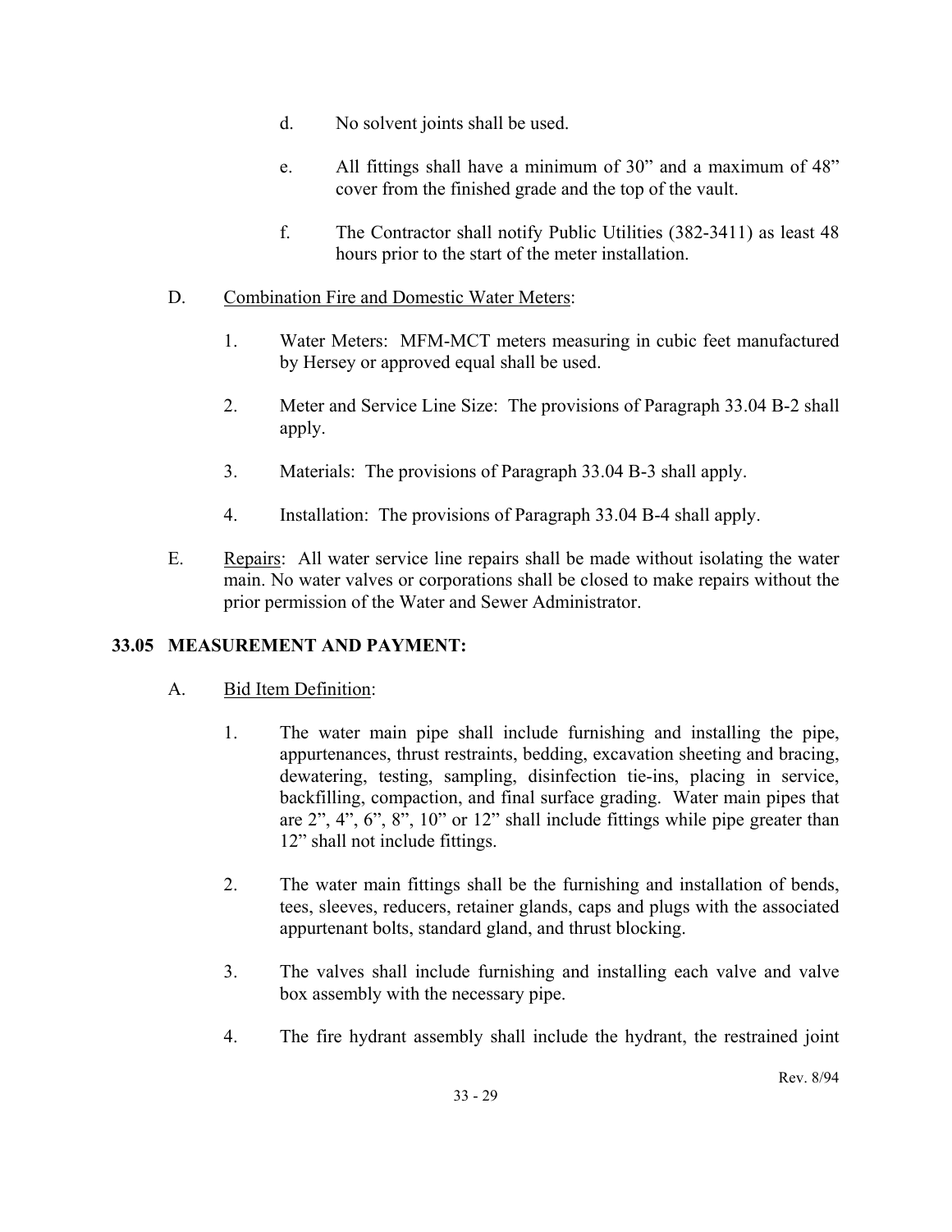d. No solvent joints shall be used.

e. All fittings shall have a minimum of 30” and a maximum of 48” cover from the finished grade and the top of the vault.

f. The Contractor shall notify Public Utilities (382-3411) as least 48 hours prior to the start of the meter installation.

D. Combination Fire and Domestic Water Meters:

1. Water Meters: MFM-MCT meters measuring in cubic feet manufactured by Hersey or approved equal shall be used.

2. Meter and Service Line Size: The provisions of Paragraph 33.04 B-2 shall apply.

3. Materials: The provisions of Paragraph 33.04 B-3 shall apply.

4. Installation: The provisions of Paragraph 33.04 B-4 shall apply.

E. Repairs: All water service line repairs shall be made without isolating the water main. No water valves or corporations shall be closed to make repairs without the prior permission of the Water and Sewer Administrator.

## 33.05 MEASUREMENT AND PAYMENT:

A. Bid Item Definition:

1. The water main pipe shall include furnishing and installing the pipe, appurtenances, thrust restraints, bedding, excavation sheeting and bracing, dewatering, testing, sampling, disinfection tie-ins, placing in service, backfilling, compaction, and final surface grading. Water main pipes that are 2”, 4”, 6”, 8”, 10” or 12” shall include fittings while pipe greater than 12” shall not include fittings.

2. The water main fittings shall be the furnishing and installation of bends, tees, sleeves, reducers, retainer glands, caps and plugs with the associated appurtenant bolts, standard gland, and thrust blocking.

3. The valves shall include furnishing and installing each valve and valve box assembly with the necessary pipe.

4. The fire hydrant assembly shall include the hydrant, the restrained joint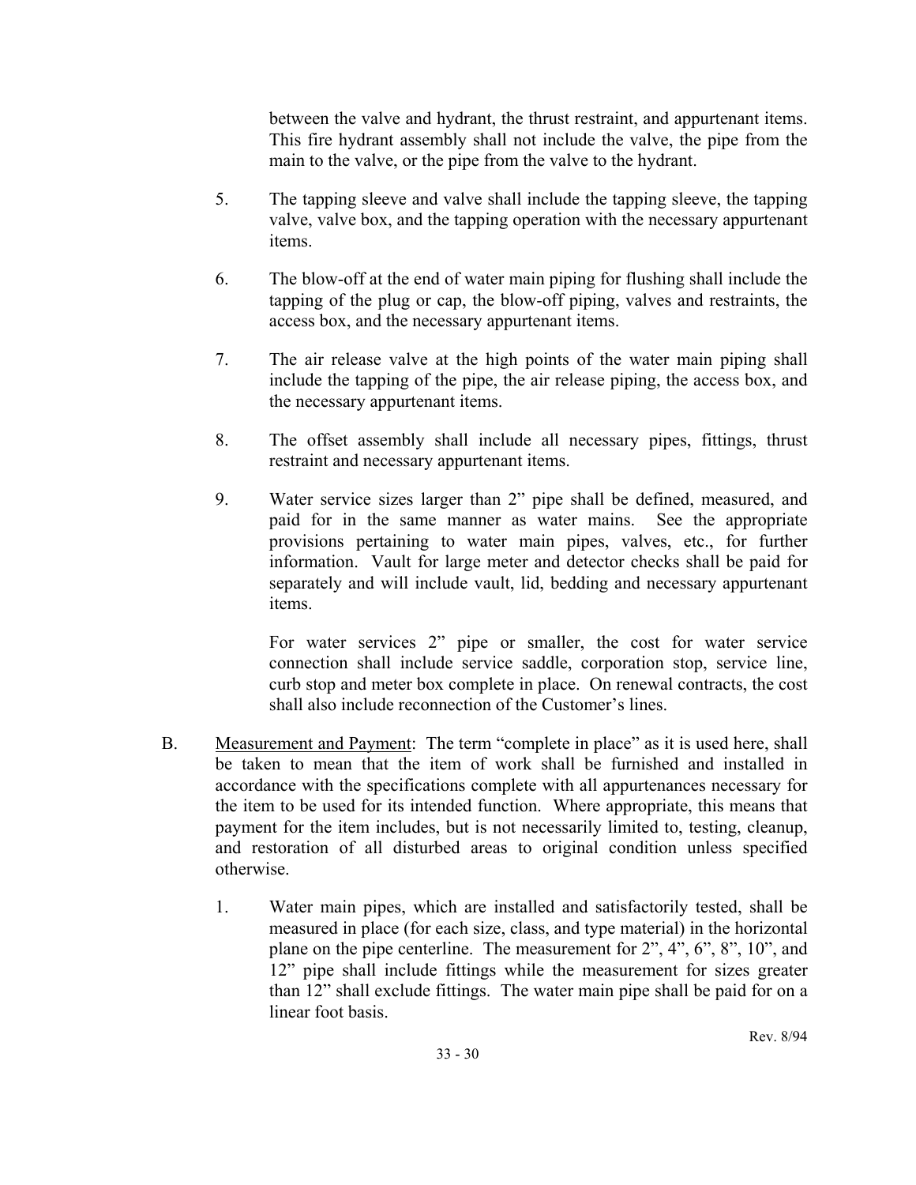between the valve and hydrant, the thrust restraint, and appurtenant items. This fire hydrant assembly shall not include the valve, the pipe from the main to the valve, or the pipe from the valve to the hydrant.

5. The tapping sleeve and valve shall include the tapping sleeve, the tapping valve, valve box, and the tapping operation with the necessary appurtenant items.

6. The blow-off at the end of water main piping for flushing shall include the tapping of the plug or cap, the blow-off piping, valves and restraints, the access box, and the necessary appurtenant items.

7. The air release valve at the high points of the water main piping shall include the tapping of the pipe, the air release piping, the access box, and the necessary appurtenant items.

8. The offset assembly shall include all necessary pipes, fittings, thrust restraint and necessary appurtenant items.

9. Water service sizes larger than 2" pipe shall be defined, measured, and paid for in the same manner as water mains. See the appropriate provisions pertaining to water main pipes, valves, etc., for further information. Vault for large meter and detector checks shall be paid for separately and will include vault, lid, bedding and necessary appurtenant items.

   For water services 2" pipe or smaller, the cost for water service connection shall include service saddle, corporation stop, service line, curb stop and meter box complete in place. On renewal contracts, the cost shall also include reconnection of the Customer's lines.

B. <u>Measurement and Payment</u>: The term "complete in place" as it is used here, shall be taken to mean that the item of work shall be furnished and installed in accordance with the specifications complete with all appurtenances necessary for the item to be used for its intended function. Where appropriate, this means that payment for the item includes, but is not necessarily limited to, testing, cleanup, and restoration of all disturbed areas to original condition unless specified otherwise.

   1. Water main pipes, which are installed and satisfactorily tested, shall be measured in place (for each size, class, and type material) in the horizontal plane on the pipe centerline. The measurement for 2", 4", 6", 8", 10", and 12" pipe shall include fittings while the measurement for sizes greater than 12" shall exclude fittings. The water main pipe shall be paid for on a linear foot basis.

Rev. 8/94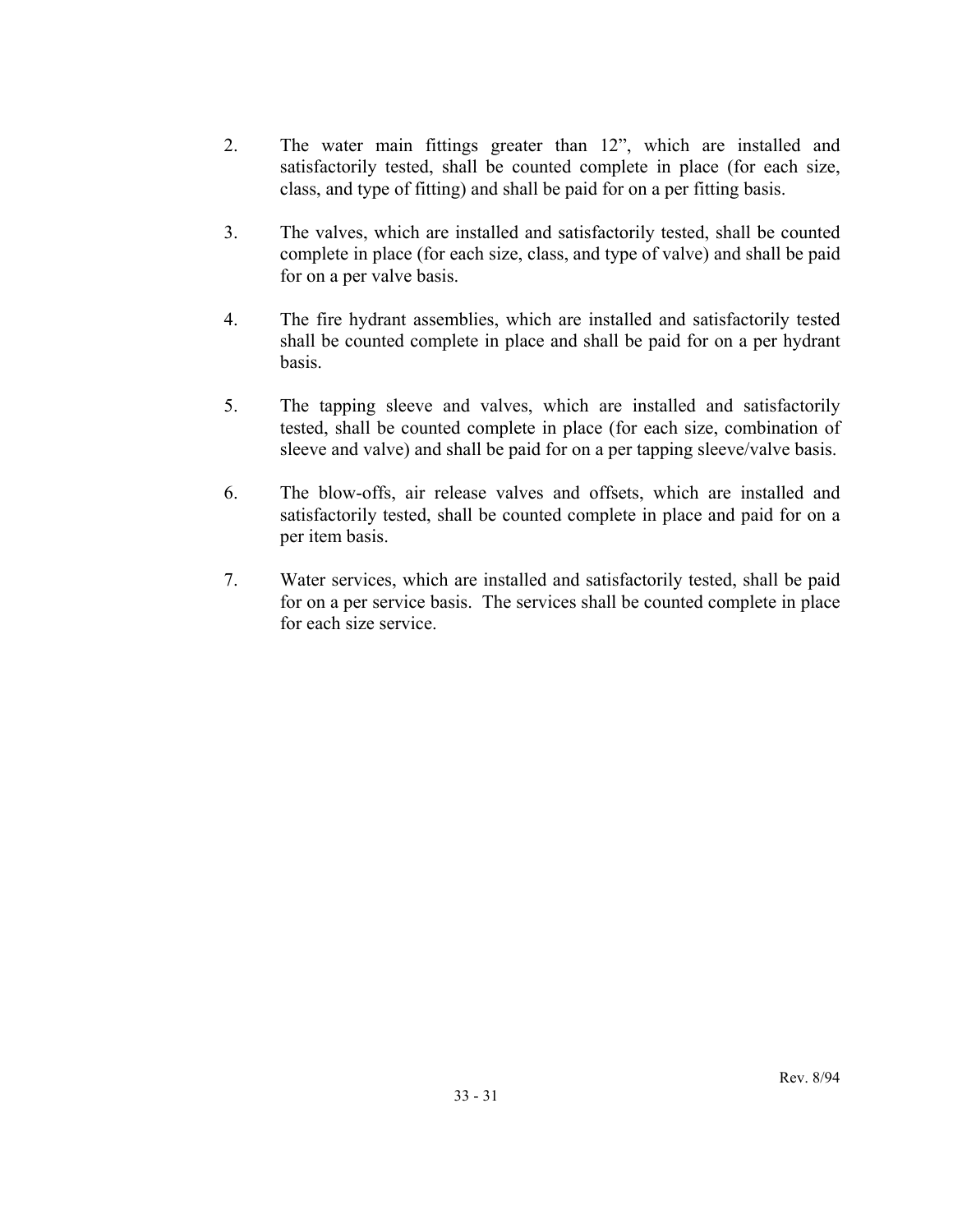2. The water main fittings greater than 12", which are installed and satisfactorily tested, shall be counted complete in place (for each size, class, and type of fitting) and shall be paid for on a per fitting basis.

3. The valves, which are installed and satisfactorily tested, shall be counted complete in place (for each size, class, and type of valve) and shall be paid for on a per valve basis.

4. The fire hydrant assemblies, which are installed and satisfactorily tested shall be counted complete in place and shall be paid for on a per hydrant basis.

5. The tapping sleeve and valves, which are installed and satisfactorily tested, shall be counted complete in place (for each size, combination of sleeve and valve) and shall be paid for on a per tapping sleeve/valve basis.

6. The blow-offs, air release valves and offsets, which are installed and satisfactorily tested, shall be counted complete in place and paid for on a per item basis.

7. Water services, which are installed and satisfactorily tested, shall be paid for on a per service basis. The services shall be counted complete in place for each size service.

Rev. 8/94